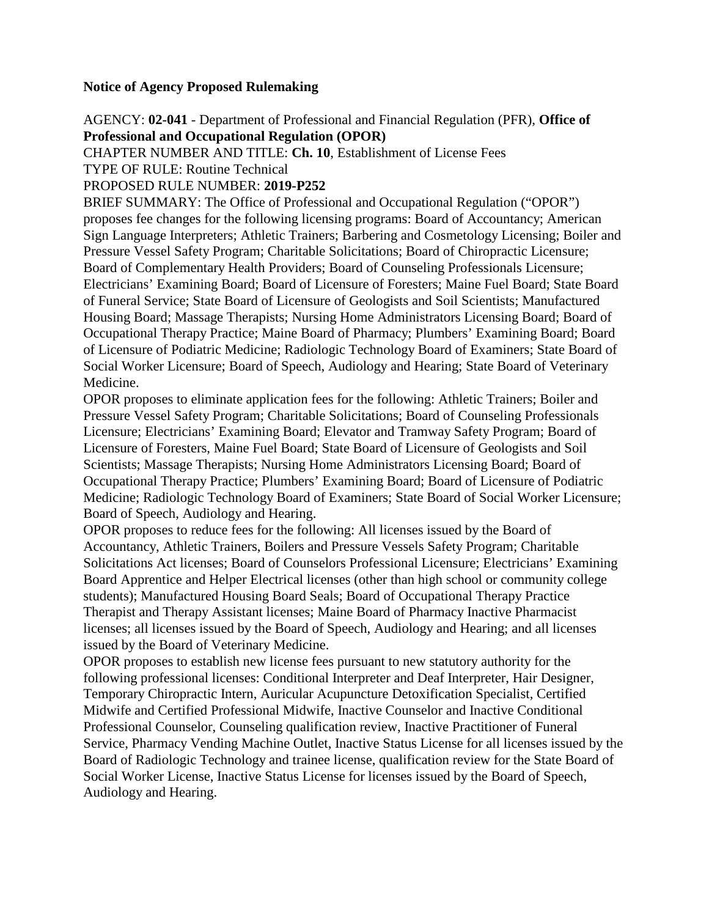**Notice of Agency Proposed Rulemaking**

AGENCY: **02-041** - Department of Professional and Financial Regulation (PFR), **Office of Professional and Occupational Regulation (OPOR)**
CHAPTER NUMBER AND TITLE: **Ch. 10**, Establishment of License Fees
TYPE OF RULE: Routine Technical
PROPOSED RULE NUMBER: **2019-P252**
BRIEF SUMMARY: The Office of Professional and Occupational Regulation ("OPOR") proposes fee changes for the following licensing programs: Board of Accountancy; American Sign Language Interpreters; Athletic Trainers; Barbering and Cosmetology Licensing; Boiler and Pressure Vessel Safety Program; Charitable Solicitations; Board of Chiropractic Licensure; Board of Complementary Health Providers; Board of Counseling Professionals Licensure; Electricians' Examining Board; Board of Licensure of Foresters; Maine Fuel Board; State Board of Funeral Service; State Board of Licensure of Geologists and Soil Scientists; Manufactured Housing Board; Massage Therapists; Nursing Home Administrators Licensing Board; Board of Occupational Therapy Practice; Maine Board of Pharmacy; Plumbers' Examining Board; Board of Licensure of Podiatric Medicine; Radiologic Technology Board of Examiners; State Board of Social Worker Licensure; Board of Speech, Audiology and Hearing; State Board of Veterinary Medicine.
OPOR proposes to eliminate application fees for the following: Athletic Trainers; Boiler and Pressure Vessel Safety Program; Charitable Solicitations; Board of Counseling Professionals Licensure; Electricians' Examining Board; Elevator and Tramway Safety Program; Board of Licensure of Foresters, Maine Fuel Board; State Board of Licensure of Geologists and Soil Scientists; Massage Therapists; Nursing Home Administrators Licensing Board; Board of Occupational Therapy Practice; Plumbers' Examining Board; Board of Licensure of Podiatric Medicine; Radiologic Technology Board of Examiners; State Board of Social Worker Licensure; Board of Speech, Audiology and Hearing.
OPOR proposes to reduce fees for the following: All licenses issued by the Board of Accountancy, Athletic Trainers, Boilers and Pressure Vessels Safety Program; Charitable Solicitations Act licenses; Board of Counselors Professional Licensure; Electricians' Examining Board Apprentice and Helper Electrical licenses (other than high school or community college students); Manufactured Housing Board Seals; Board of Occupational Therapy Practice Therapist and Therapy Assistant licenses; Maine Board of Pharmacy Inactive Pharmacist licenses; all licenses issued by the Board of Speech, Audiology and Hearing; and all licenses issued by the Board of Veterinary Medicine.
OPOR proposes to establish new license fees pursuant to new statutory authority for the following professional licenses: Conditional Interpreter and Deaf Interpreter, Hair Designer, Temporary Chiropractic Intern, Auricular Acupuncture Detoxification Specialist, Certified Midwife and Certified Professional Midwife, Inactive Counselor and Inactive Conditional Professional Counselor, Counseling qualification review, Inactive Practitioner of Funeral Service, Pharmacy Vending Machine Outlet, Inactive Status License for all licenses issued by the Board of Radiologic Technology and trainee license, qualification review for the State Board of Social Worker License, Inactive Status License for licenses issued by the Board of Speech, Audiology and Hearing.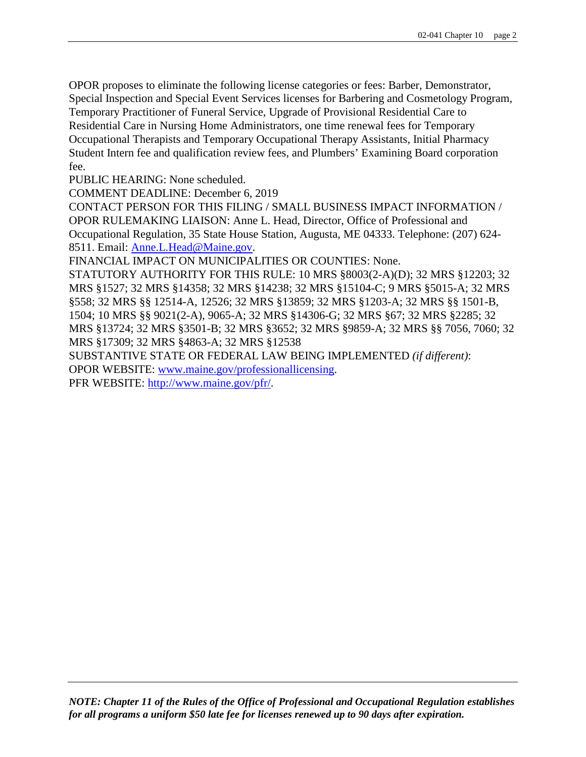OPOR proposes to eliminate the following license categories or fees: Barber, Demonstrator, Special Inspection and Special Event Services licenses for Barbering and Cosmetology Program, Temporary Practitioner of Funeral Service, Upgrade of Provisional Residential Care to Residential Care in Nursing Home Administrators, one time renewal fees for Temporary Occupational Therapists and Temporary Occupational Therapy Assistants, Initial Pharmacy Student Intern fee and qualification review fees, and Plumbers' Examining Board corporation fee.

PUBLIC HEARING: None scheduled.

COMMENT DEADLINE: December 6, 2019

CONTACT PERSON FOR THIS FILING / SMALL BUSINESS IMPACT INFORMATION / OPOR RULEMAKING LIAISON: Anne L. Head, Director, Office of Professional and Occupational Regulation, 35 State House Station, Augusta, ME 04333. Telephone: (207) 624-8511. Email: Anne.L.Head@Maine.gov.

FINANCIAL IMPACT ON MUNICIPALITIES OR COUNTIES: None.

STATUTORY AUTHORITY FOR THIS RULE: 10 MRS §8003(2-A)(D); 32 MRS §12203; 32 MRS §1527; 32 MRS §14358; 32 MRS §14238; 32 MRS §15104-C; 9 MRS §5015-A; 32 MRS §558; 32 MRS §§ 12514-A, 12526; 32 MRS §13859; 32 MRS §1203-A; 32 MRS §§ 1501-B, 1504; 10 MRS §§ 9021(2-A), 9065-A; 32 MRS §14306-G; 32 MRS §67; 32 MRS §2285; 32 MRS §13724; 32 MRS §3501-B; 32 MRS §3652; 32 MRS §9859-A; 32 MRS §§ 7056, 7060; 32 MRS §17309; 32 MRS §4863-A; 32 MRS §12538

SUBSTANTIVE STATE OR FEDERAL LAW BEING IMPLEMENTED *(if different)*:

OPOR WEBSITE: www.maine.gov/professionallicensing.

PFR WEBSITE: http://www.maine.gov/pfr/.

***NOTE: Chapter 11 of the Rules of the Office of Professional and Occupational Regulation establishes for all programs a uniform $50 late fee for licenses renewed up to 90 days after expiration.***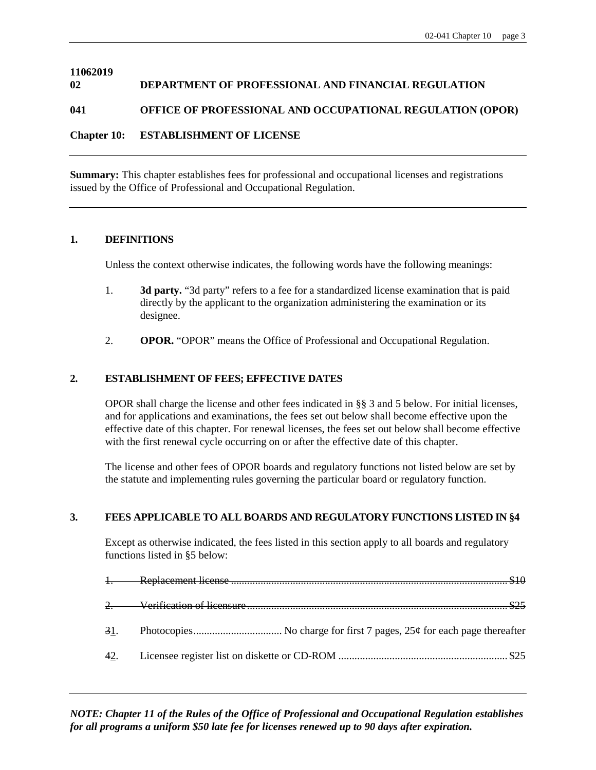11062019

**02 DEPARTMENT OF PROFESSIONAL AND FINANCIAL REGULATION**

**041 OFFICE OF PROFESSIONAL AND OCCUPATIONAL REGULATION (OPOR)**

**Chapter 10: ESTABLISHMENT OF LICENSE**

---

**Summary:** This chapter establishes fees for professional and occupational licenses and registrations issued by the Office of Professional and Occupational Regulation.

---

## 1. DEFINITIONS

Unless the context otherwise indicates, the following words have the following meanings:

1. **3d party.** "3d party" refers to a fee for a standardized license examination that is paid directly by the applicant to the organization administering the examination or its designee.

2. **OPOR.** "OPOR" means the Office of Professional and Occupational Regulation.

## 2. ESTABLISHMENT OF FEES; EFFECTIVE DATES

OPOR shall charge the license and other fees indicated in §§ 3 and 5 below. For initial licenses, and for applications and examinations, the fees set out below shall become effective upon the effective date of this chapter. For renewal licenses, the fees set out below shall become effective with the first renewal cycle occurring on or after the effective date of this chapter.

The license and other fees of OPOR boards and regulatory functions not listed below are set by the statute and implementing rules governing the particular board or regulatory function.

## 3. FEES APPLICABLE TO ALL BOARDS AND REGULATORY FUNCTIONS LISTED IN §4

Except as otherwise indicated, the fees listed in this section apply to all boards and regulatory functions listed in §5 below:

~~1. Replacement license .......... $10~~

~~2. Verification of licensure .......... $25~~

~~3~~1. Photocopies .......... No charge for first 7 pages, 25¢ for each page thereafter

~~4~~2. Licensee register list on diskette or CD-ROM .......... $25

---

***NOTE: Chapter 11 of the Rules of the Office of Professional and Occupational Regulation establishes for all programs a uniform $50 late fee for licenses renewed up to 90 days after expiration.***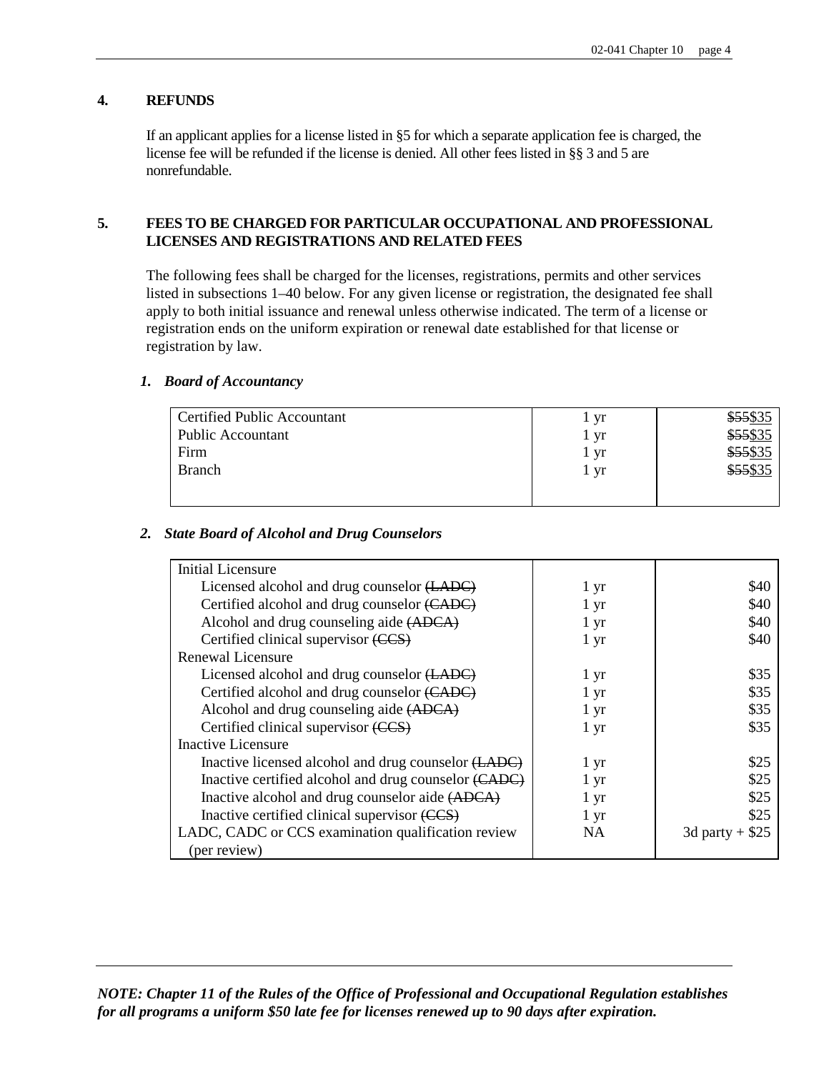## 4. REFUNDS

If an applicant applies for a license listed in §5 for which a separate application fee is charged, the license fee will be refunded if the license is denied. All other fees listed in §§ 3 and 5 are nonrefundable.

## 5. FEES TO BE CHARGED FOR PARTICULAR OCCUPATIONAL AND PROFESSIONAL LICENSES AND REGISTRATIONS AND RELATED FEES

The following fees shall be charged for the licenses, registrations, permits and other services listed in subsections 1–40 below. For any given license or registration, the designated fee shall apply to both initial issuance and renewal unless otherwise indicated. The term of a license or registration ends on the uniform expiration or renewal date established for that license or registration by law.

### *1. Board of Accountancy*

| | | |
|---|---|---|
| Certified Public Accountant | 1 yr | ~~$55~~$35 |
| Public Accountant | 1 yr | ~~$55~~$35 |
| Firm | 1 yr | ~~$55~~$35 |
| Branch | 1 yr | ~~$55~~$35 |

### *2. State Board of Alcohol and Drug Counselors*

| | | |
|---|---|---|
| Initial Licensure | | |
| Licensed alcohol and drug counselor ~~(LADC)~~ | 1 yr | $40 |
| Certified alcohol and drug counselor ~~(CADC)~~ | 1 yr | $40 |
| Alcohol and drug counseling aide ~~(ADCA)~~ | 1 yr | $40 |
| Certified clinical supervisor ~~(CCS)~~ | 1 yr | $40 |
| Renewal Licensure | | |
| Licensed alcohol and drug counselor ~~(LADC)~~ | 1 yr | $35 |
| Certified alcohol and drug counselor ~~(CADC)~~ | 1 yr | $35 |
| Alcohol and drug counseling aide ~~(ADCA)~~ | 1 yr | $35 |
| Certified clinical supervisor ~~(CCS)~~ | 1 yr | $35 |
| Inactive Licensure | | |
| Inactive licensed alcohol and drug counselor ~~(LADC)~~ | 1 yr | $25 |
| Inactive certified alcohol and drug counselor ~~(CADC)~~ | 1 yr | $25 |
| Inactive alcohol and drug counselor aide ~~(ADCA)~~ | 1 yr | $25 |
| Inactive certified clinical supervisor ~~(CCS)~~ | 1 yr | $25 |
| LADC, CADC or CCS examination qualification review (per review) | NA | 3d party + $25 |

***NOTE: Chapter 11 of the Rules of the Office of Professional and Occupational Regulation establishes for all programs a uniform $50 late fee for licenses renewed up to 90 days after expiration.***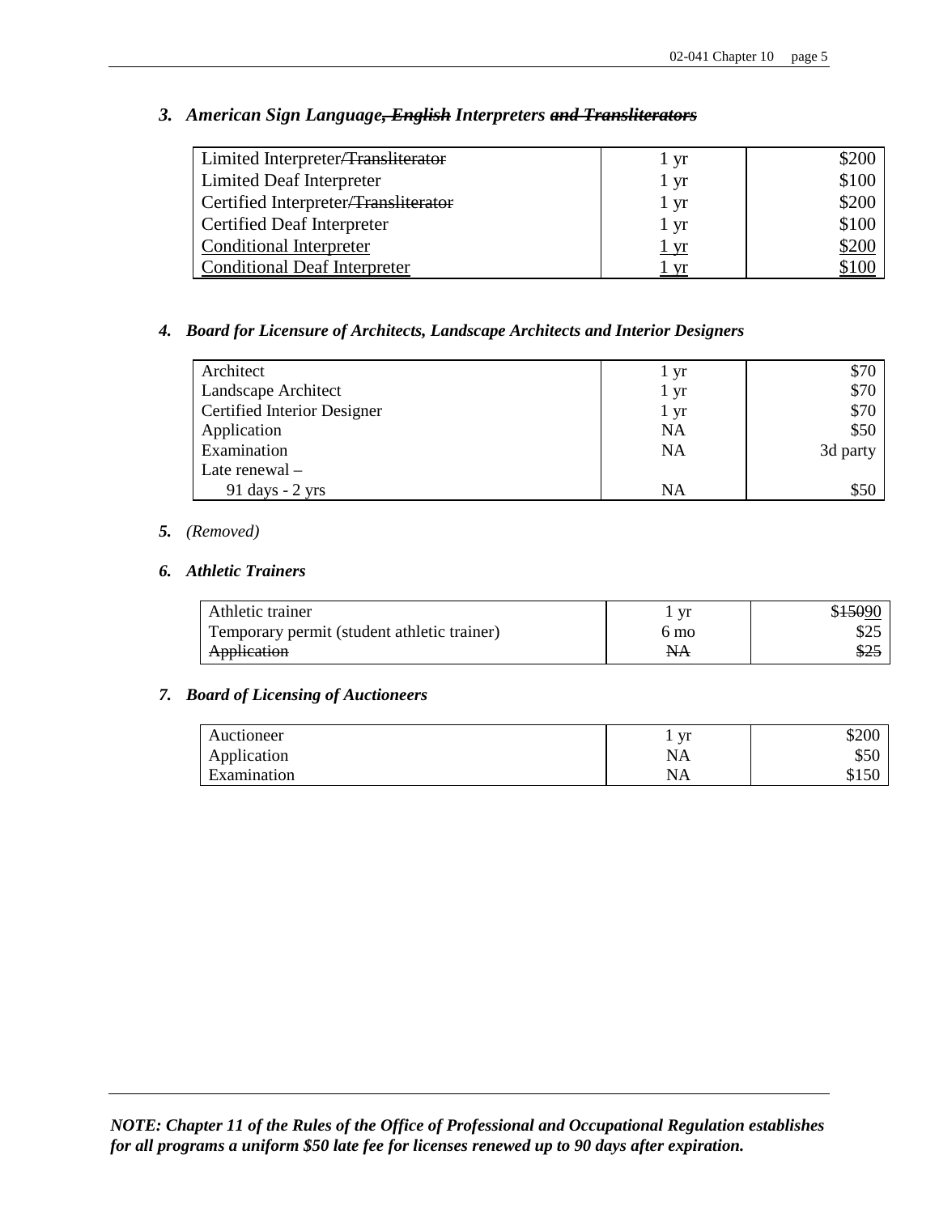### *3. American Sign Language~~, English~~ Interpreters ~~and Transliterators~~*

| | | |
|---|---|---|
| Limited Interpreter~~/Transliterator~~ | 1 yr | $200 |
| Limited Deaf Interpreter | 1 yr | $100 |
| Certified Interpreter~~/Transliterator~~ | 1 yr | $200 |
| Certified Deaf Interpreter | 1 yr | $100 |
| <u>Conditional Interpreter</u> | <u>1 yr</u> | <u>$200</u> |
| <u>Conditional Deaf Interpreter</u> | <u>1 yr</u> | <u>$100</u> |

### *4. Board for Licensure of Architects, Landscape Architects and Interior Designers*

| | | |
|---|---|---|
| Architect | 1 yr | $70 |
| Landscape Architect | 1 yr | $70 |
| Certified Interior Designer | 1 yr | $70 |
| Application | NA | $50 |
| Examination | NA | 3d party |
| Late renewal – 91 days - 2 yrs | NA | $50 |

### *5. (Removed)*

### *6. Athletic Trainers*

| | | |
|---|---|---|
| Athletic trainer | 1 yr | $~~150~~<u>90</u> |
| Temporary permit (student athletic trainer) | 6 mo | $25 |
| ~~Application~~ | ~~NA~~ | ~~$25~~ |

### *7. Board of Licensing of Auctioneers*

| | | |
|---|---|---|
| Auctioneer | 1 yr | $200 |
| Application | NA | $50 |
| Examination | NA | $150 |

***NOTE: Chapter 11 of the Rules of the Office of Professional and Occupational Regulation establishes for all programs a uniform $50 late fee for licenses renewed up to 90 days after expiration.***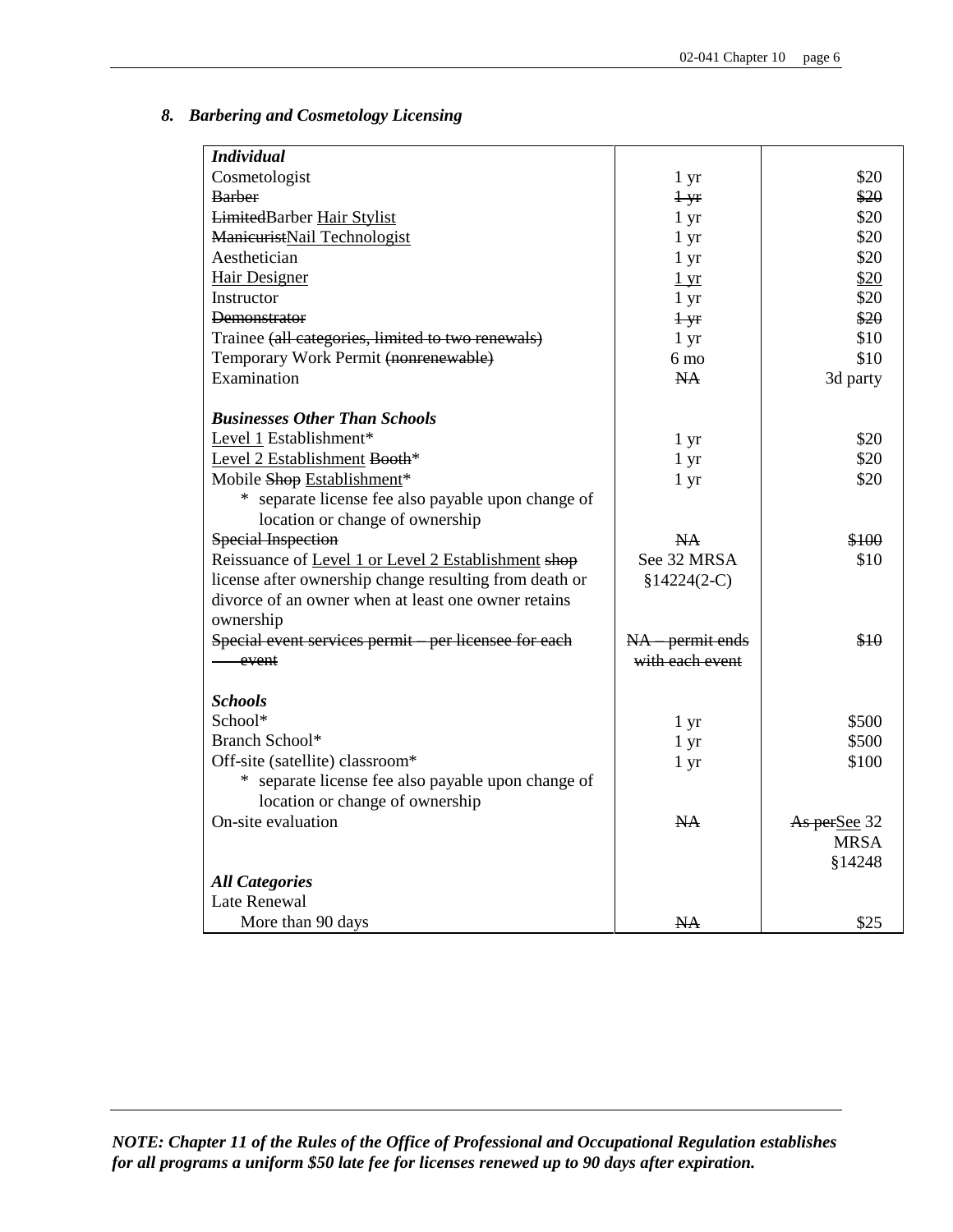### *8. Barbering and Cosmetology Licensing*

| | | |
|---|---|---|
| ***Individual*** | | |
| Cosmetologist | 1 yr | $20 |
| ~~Barber~~ | ~~1 yr~~ | ~~$20~~ |
| ~~Limited~~Barber <u>Hair Stylist</u> | 1 yr | $20 |
| ~~Manicurist~~<u>Nail Technologist</u> | 1 yr | $20 |
| Aesthetician | 1 yr | $20 |
| <u>Hair Designer</u> | <u>1 yr</u> | <u>$20</u> |
| Instructor | 1 yr | $20 |
| ~~Demonstrator~~ | ~~1 yr~~ | ~~$20~~ |
| Trainee ~~(all categories, limited to two renewals)~~ | 1 yr | $10 |
| Temporary Work Permit ~~(nonrenewable)~~ | 6 mo | $10 |
| Examination | ~~NA~~ | 3d party |
| | | |
| ***Businesses Other Than Schools*** | | |
| <u>Level 1</u> Establishment* | 1 yr | $20 |
| <u>Level 2 Establishment</u> ~~Booth~~* | 1 yr | $20 |
| Mobile ~~Shop~~ <u>Establishment</u>* | 1 yr | $20 |
| * separate license fee also payable upon change of location or change of ownership | | |
| ~~Special Inspection~~ | ~~NA~~ | ~~$100~~ |
| Reissuance of <u>Level 1 or Level 2 Establishment</u> ~~shop~~ license after ownership change resulting from death or divorce of an owner when at least one owner retains ownership | See 32 MRSA §14224(2-C) | $10 |
| ~~Special event services permit – per licensee for each event~~ | ~~NA – permit ends with each event~~ | ~~$10~~ |
| | | |
| ***Schools*** | | |
| School* | 1 yr | $500 |
| Branch School* | 1 yr | $500 |
| Off-site (satellite) classroom* | 1 yr | $100 |
| * separate license fee also payable upon change of location or change of ownership | | |
| On-site evaluation | ~~NA~~ | ~~As per~~<u>See</u> 32 MRSA §14248 |
| | | |
| ***All Categories*** | | |
| Late Renewal | | |
| More than 90 days | ~~NA~~ | $25 |

***NOTE: Chapter 11 of the Rules of the Office of Professional and Occupational Regulation establishes for all programs a uniform $50 late fee for licenses renewed up to 90 days after expiration.***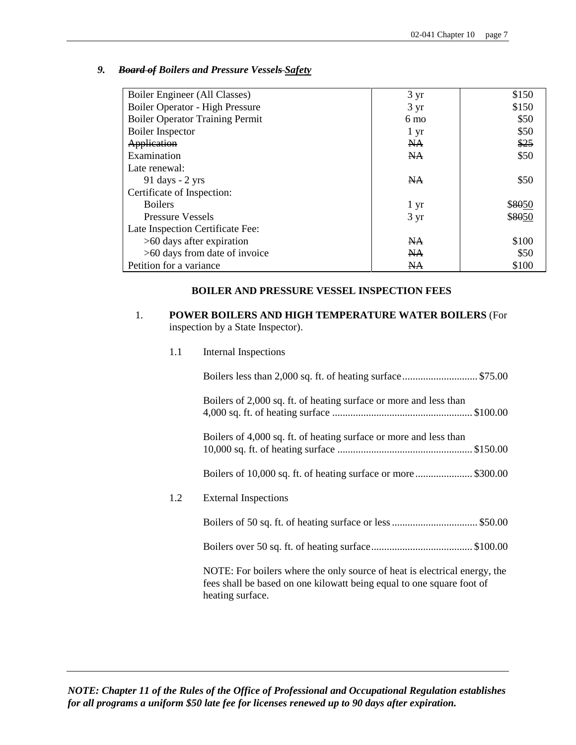### *9. ~~Board of~~ Boilers and Pressure Vessels ~~ ~~<u>Safety</u>*

| | | |
|---|---|---|
| Boiler Engineer (All Classes) | 3 yr | $150 |
| Boiler Operator - High Pressure | 3 yr | $150 |
| Boiler Operator Training Permit | 6 mo | $50 |
| Boiler Inspector | 1 yr | $50 |
| ~~Application~~ | ~~NA~~ | ~~$25~~ |
| Examination | ~~NA~~ | $50 |
| Late renewal: | | |
| 91 days - 2 yrs | ~~NA~~ | $50 |
| Certificate of Inspection: | | |
| Boilers | 1 yr | $~~80~~<u>50</u> |
| Pressure Vessels | 3 yr | $~~80~~<u>50</u> |
| Late Inspection Certificate Fee: | | |
| >60 days after expiration | ~~NA~~ | $100 |
| >60 days from date of invoice | ~~NA~~ | $50 |
| Petition for a variance | ~~NA~~ | $100 |

**BOILER AND PRESSURE VESSEL INSPECTION FEES**

1. **POWER BOILERS AND HIGH TEMPERATURE WATER BOILERS** (For inspection by a State Inspector).

   1.1 Internal Inspections

   Boilers less than 2,000 sq. ft. of heating surface............................ $75.00

   Boilers of 2,000 sq. ft. of heating surface or more and less than 4,000 sq. ft. of heating surface ...................................................... $100.00

   Boilers of 4,000 sq. ft. of heating surface or more and less than 10,000 sq. ft. of heating surface .................................................... $150.00

   Boilers of 10,000 sq. ft. of heating surface or more...................... $300.00

   1.2 External Inspections

   Boilers of 50 sq. ft. of heating surface or less ................................. $50.00

   Boilers over 50 sq. ft. of heating surface....................................... $100.00

   NOTE: For boilers where the only source of heat is electrical energy, the fees shall be based on one kilowatt being equal to one square foot of heating surface.

***NOTE: Chapter 11 of the Rules of the Office of Professional and Occupational Regulation establishes for all programs a uniform $50 late fee for licenses renewed up to 90 days after expiration.***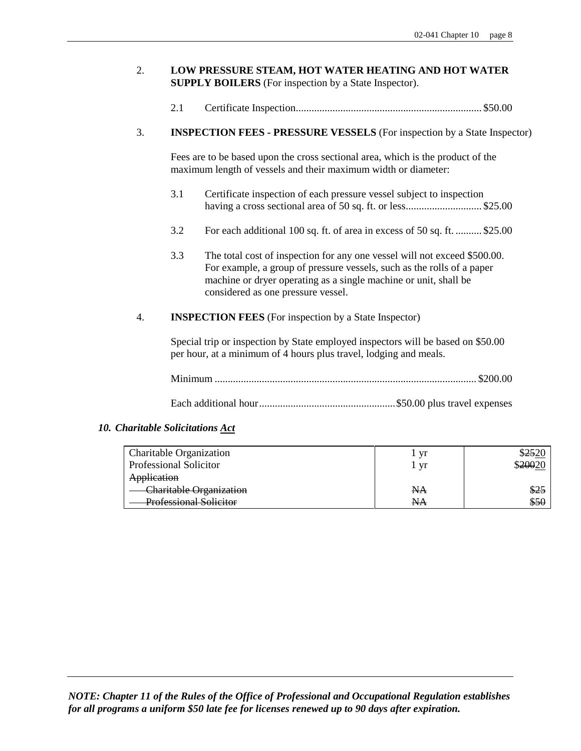2. **LOW PRESSURE STEAM, HOT WATER HEATING AND HOT WATER SUPPLY BOILERS** (For inspection by a State Inspector).

 2.1 Certificate Inspection....................................................................... $50.00

3. **INSPECTION FEES - PRESSURE VESSELS** (For inspection by a State Inspector)

 Fees are to be based upon the cross sectional area, which is the product of the maximum length of vessels and their maximum width or diameter:

 3.1 Certificate inspection of each pressure vessel subject to inspection having a cross sectional area of 50 sq. ft. or less............................. $25.00

 3.2 For each additional 100 sq. ft. of area in excess of 50 sq. ft. .......... $25.00

 3.3 The total cost of inspection for any one vessel will not exceed $500.00. For example, a group of pressure vessels, such as the rolls of a paper machine or dryer operating as a single machine or unit, shall be considered as one pressure vessel.

4. **INSPECTION FEES** (For inspection by a State Inspector)

 Special trip or inspection by State employed inspectors will be based on $50.00 per hour, at a minimum of 4 hours plus travel, lodging and meals.

 Minimum ................................................................................................. $200.00

 Each additional hour.................................................... $50.00 plus travel expenses

***10. Charitable Solicitations Act***

| | | |
|---|---|---|
| Charitable Organization | 1 yr | $~~25~~20 |
| Professional Solicitor | 1 yr | $~~200~~20 |
| ~~Application~~ | | |
| ~~Charitable Organization~~ | ~~NA~~ | ~~$25~~ |
| ~~Professional Solicitor~~ | ~~NA~~ | ~~$50~~ |

***NOTE: Chapter 11 of the Rules of the Office of Professional and Occupational Regulation establishes for all programs a uniform $50 late fee for licenses renewed up to 90 days after expiration.***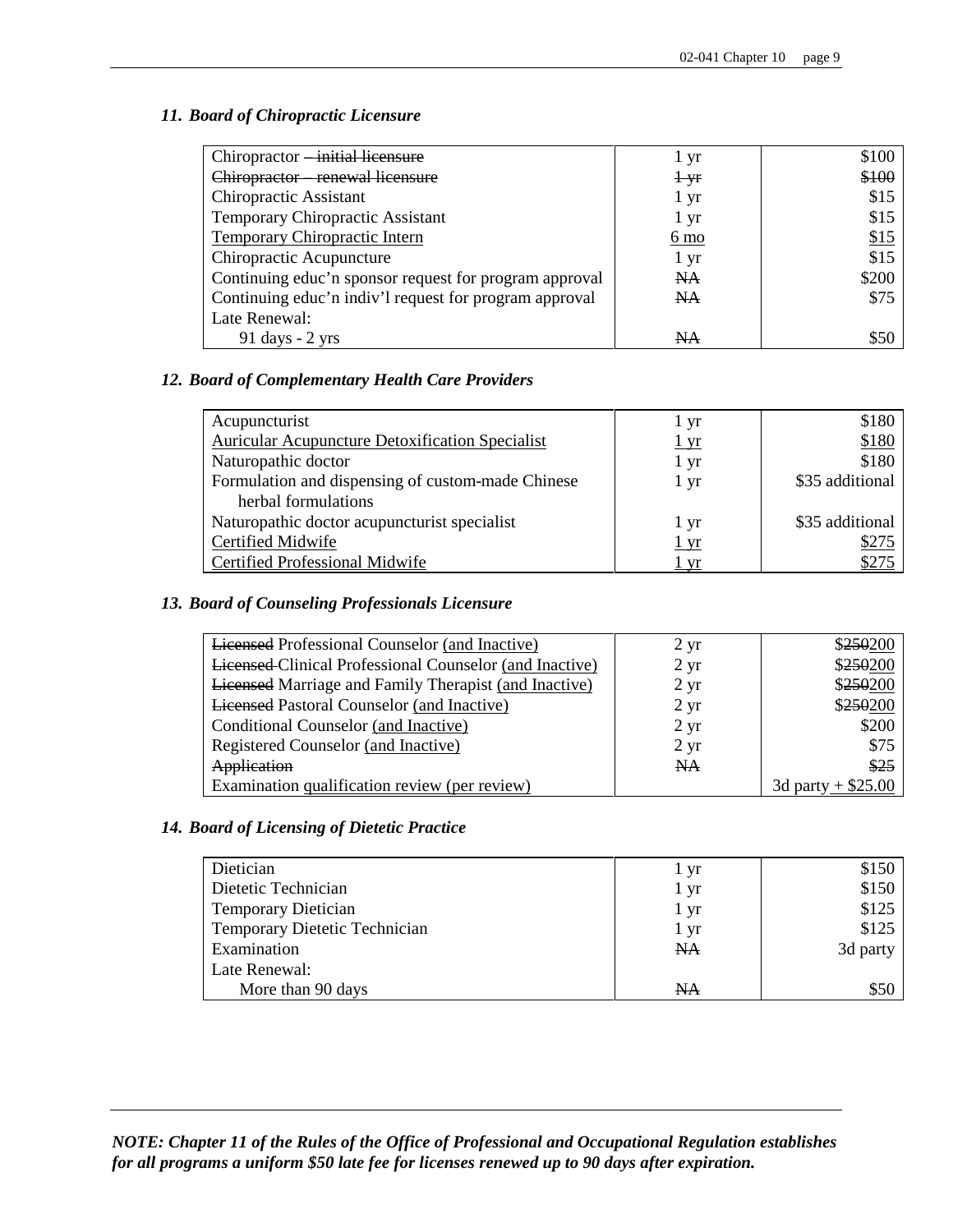### *11. Board of Chiropractic Licensure*

| | | |
|---|---|---|
| Chiropractor ~~– initial licensure~~ | 1 yr | $100 |
| ~~Chiropractor – renewal licensure~~ | ~~1 yr~~ | ~~$100~~ |
| Chiropractic Assistant | 1 yr | $15 |
| Temporary Chiropractic Assistant | 1 yr | $15 |
| <u>Temporary Chiropractic Intern</u> | <u>6 mo</u> | <u>$15</u> |
| Chiropractic Acupuncture | 1 yr | $15 |
| Continuing educ'n sponsor request for program approval | ~~NA~~ | $200 |
| Continuing educ'n indiv'l request for program approval | ~~NA~~ | $75 |
| Late Renewal: | | |
| 91 days - 2 yrs | ~~NA~~ | $50 |

### *12. Board of Complementary Health Care Providers*

| | | |
|---|---|---|
| Acupuncturist | 1 yr | $180 |
| <u>Auricular Acupuncture Detoxification Specialist</u> | <u>1 yr</u> | <u>$180</u> |
| Naturopathic doctor | 1 yr | $180 |
| Formulation and dispensing of custom-made Chinese herbal formulations | 1 yr | $35 additional |
| Naturopathic doctor acupuncturist specialist | 1 yr | $35 additional |
| <u>Certified Midwife</u> | <u>1 yr</u> | <u>$275</u> |
| <u>Certified Professional Midwife</u> | <u>1 yr</u> | <u>$275</u> |

### *13. Board of Counseling Professionals Licensure*

| | | |
|---|---|---|
| ~~Licensed~~ Professional Counselor <u>(and Inactive)</u> | 2 yr | $~~250~~<u>200</u> |
| ~~Licensed~~ Clinical Professional Counselor <u>(and Inactive)</u> | 2 yr | $~~250~~<u>200</u> |
| ~~Licensed~~ Marriage and Family Therapist <u>(and Inactive)</u> | 2 yr | $~~250~~<u>200</u> |
| ~~Licensed~~ Pastoral Counselor <u>(and Inactive)</u> | 2 yr | $~~250~~<u>200</u> |
| Conditional Counselor <u>(and Inactive)</u> | 2 yr | $200 |
| Registered Counselor <u>(and Inactive)</u> | 2 yr | $75 |
| ~~Application~~ | ~~NA~~ | ~~$25~~ |
| Examination <u>qualification review (per review)</u> | | 3d party <u>+ $25.00</u> |

### *14. Board of Licensing of Dietetic Practice*

| | | |
|---|---|---|
| Dietician | 1 yr | $150 |
| Dietetic Technician | 1 yr | $150 |
| Temporary Dietician | 1 yr | $125 |
| Temporary Dietetic Technician | 1 yr | $125 |
| Examination | ~~NA~~ | 3d party |
| Late Renewal: | | |
| More than 90 days | ~~NA~~ | $50 |

***NOTE: Chapter 11 of the Rules of the Office of Professional and Occupational Regulation establishes for all programs a uniform $50 late fee for licenses renewed up to 90 days after expiration.***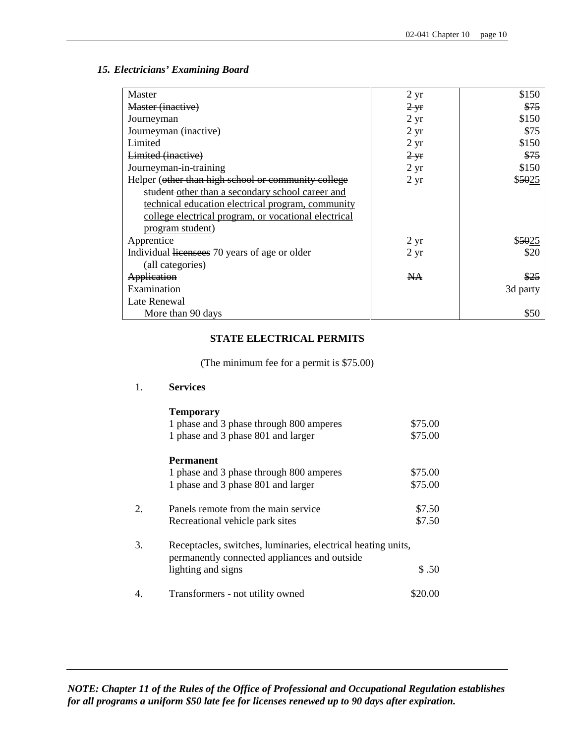### *15. Electricians' Examining Board*

| | | |
|---|---|---|
| Master | 2 yr | $150 |
| ~~Master (inactive)~~ | ~~2 yr~~ | ~~$75~~ |
| Journeyman | 2 yr | $150 |
| ~~Journeyman (inactive)~~ | ~~2 yr~~ | ~~$75~~ |
| Limited | 2 yr | $150 |
| ~~Limited (inactive)~~ | ~~2 yr~~ | ~~$75~~ |
| Journeyman-in-training | 2 yr | $150 |
| Helper (~~other than high school or community college student~~ <u>other than a secondary school career and technical education electrical program, community college electrical program, or vocational electrical program student</u>) | 2 yr | $~~50~~<u>25</u> |
| Apprentice | 2 yr | $~~50~~<u>25</u> |
| Individual ~~licensees~~ 70 years of age or older (all categories) | 2 yr | $20 |
| ~~Application~~ | ~~NA~~ | ~~$25~~ |
| Examination | | 3d party |
| Late Renewal | | |
| More than 90 days | | $50 |

**STATE ELECTRICAL PERMITS**

(The minimum fee for a permit is $75.00)

1. **Services**

| | |
|---|---|
| **Temporary** | |
| 1 phase and 3 phase through 800 amperes | $75.00 |
| 1 phase and 3 phase 801 and larger | $75.00 |
| **Permanent** | |
| 1 phase and 3 phase through 800 amperes | $75.00 |
| 1 phase and 3 phase 801 and larger | $75.00 |

2. Panels remote from the main service — $7.50
   Recreational vehicle park sites — $7.50

3. Receptacles, switches, luminaries, electrical heating units, permanently connected appliances and outside lighting and signs — $ .50

4. Transformers - not utility owned — $20.00

***NOTE: Chapter 11 of the Rules of the Office of Professional and Occupational Regulation establishes for all programs a uniform $50 late fee for licenses renewed up to 90 days after expiration.***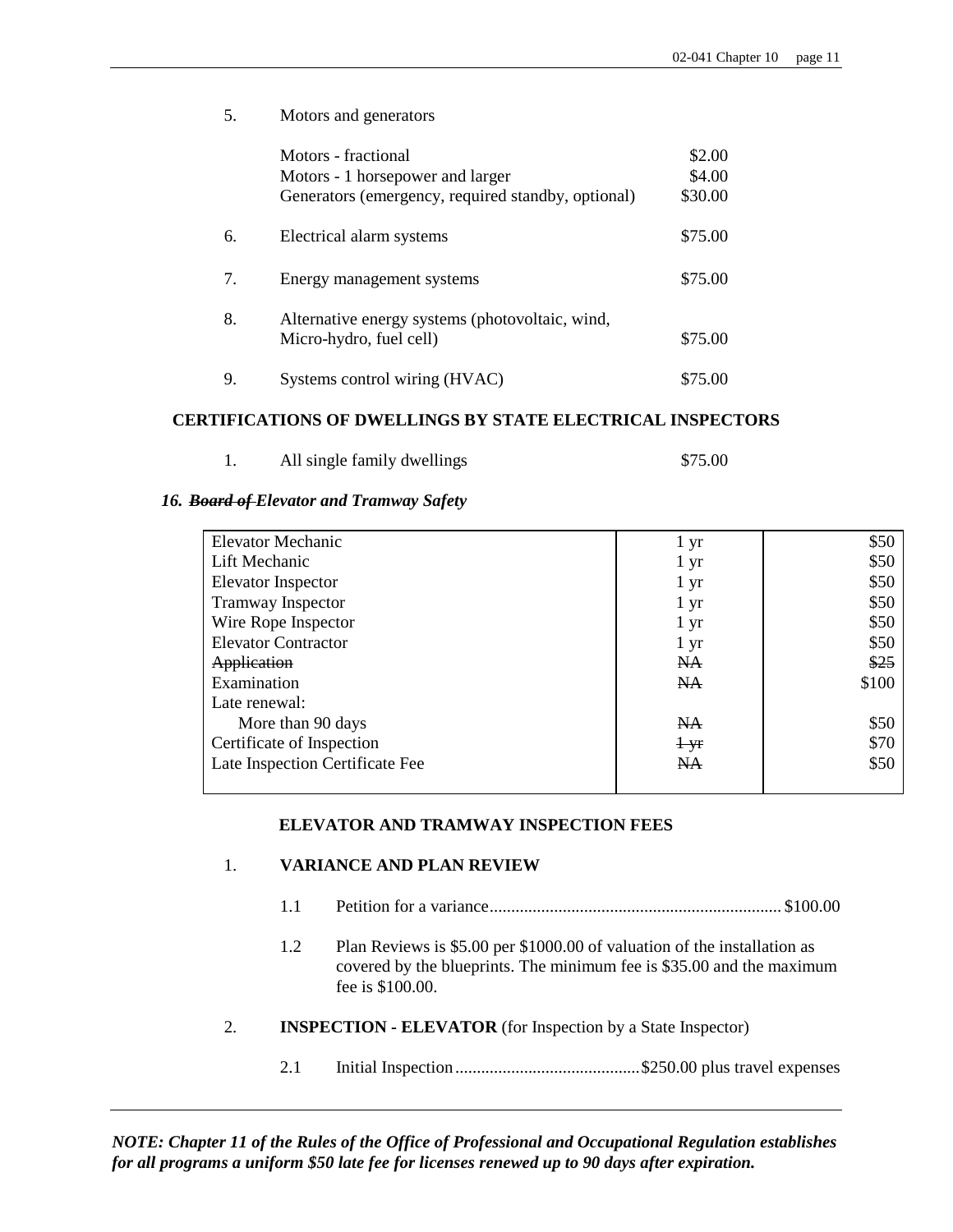5. Motors and generators

| | |
|---|---|
| Motors - fractional | \$2.00 |
| Motors - 1 horsepower and larger | \$4.00 |
| Generators (emergency, required standby, optional) | \$30.00 |

6. Electrical alarm systems \$75.00

7. Energy management systems \$75.00

8. Alternative energy systems (photovoltaic, wind, Micro-hydro, fuel cell) \$75.00

9. Systems control wiring (HVAC) \$75.00

**CERTIFICATIONS OF DWELLINGS BY STATE ELECTRICAL INSPECTORS**

1. All single family dwellings \$75.00

***16. ~~Board of~~ Elevator and Tramway Safety***

| | | |
|---|---|---|
| Elevator Mechanic | 1 yr | \$50 |
| Lift Mechanic | 1 yr | \$50 |
| Elevator Inspector | 1 yr | \$50 |
| Tramway Inspector | 1 yr | \$50 |
| Wire Rope Inspector | 1 yr | \$50 |
| Elevator Contractor | 1 yr | \$50 |
| ~~Application~~ | ~~NA~~ | ~~\$25~~ |
| Examination | ~~NA~~ | \$100 |
| Late renewal: | | |
| More than 90 days | ~~NA~~ | \$50 |
| Certificate of Inspection | ~~1 yr~~ | \$70 |
| Late Inspection Certificate Fee | ~~NA~~ | \$50 |

**ELEVATOR AND TRAMWAY INSPECTION FEES**

1. **VARIANCE AND PLAN REVIEW**

   1.1 Petition for a variance.................................................................. \$100.00

   1.2 Plan Reviews is \$5.00 per \$1000.00 of valuation of the installation as covered by the blueprints. The minimum fee is \$35.00 and the maximum fee is \$100.00.

2. **INSPECTION - ELEVATOR** (for Inspection by a State Inspector)

   2.1 Initial Inspection.......................................... \$250.00 plus travel expenses

***NOTE: Chapter 11 of the Rules of the Office of Professional and Occupational Regulation establishes for all programs a uniform \$50 late fee for licenses renewed up to 90 days after expiration.***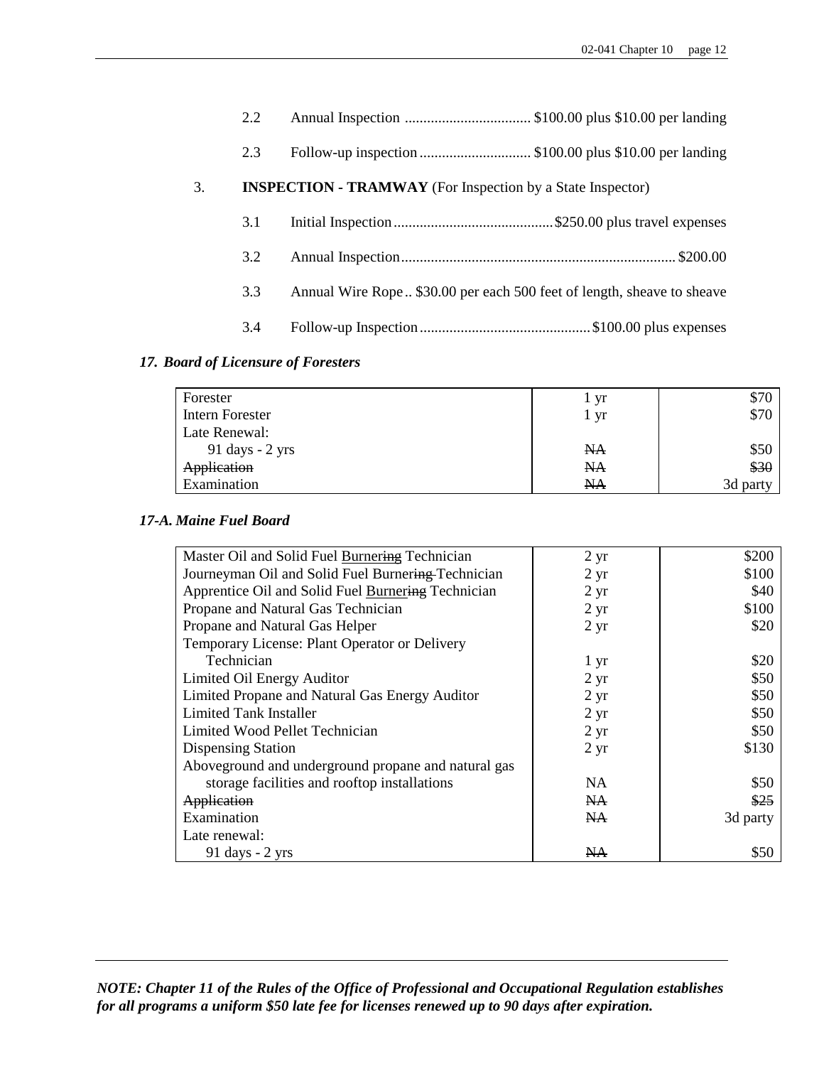2.2 Annual Inspection .................................. $100.00 plus $10.00 per landing

2.3 Follow-up inspection .............................. $100.00 plus $10.00 per landing

3. **INSPECTION - TRAMWAY** (For Inspection by a State Inspector)

3.1 Initial Inspection ........................................... $250.00 plus travel expenses

3.2 Annual Inspection ......................................................................... $200.00

3.3 Annual Wire Rope .. $30.00 per each 500 feet of length, sheave to sheave

3.4 Follow-up Inspection ............................................. $100.00 plus expenses

### *17. Board of Licensure of Foresters*

| | | |
|---|---|---|
| Forester | 1 yr | $70 |
| Intern Forester | 1 yr | $70 |
| Late Renewal: | | |
| 91 days - 2 yrs | ~~NA~~ | $50 |
| ~~Application~~ | ~~NA~~ | ~~$30~~ |
| Examination | ~~NA~~ | 3d party |

### *17-A. Maine Fuel Board*

| | | |
|---|---|---|
| Master Oil and Solid Fuel <u>Burner</u>~~ing~~ Technician | 2 yr | $200 |
| Journeyman Oil and Solid Fuel Burner~~ing~~ Technician | 2 yr | $100 |
| Apprentice Oil and Solid Fuel <u>Burner</u>~~ing~~ Technician | 2 yr | $40 |
| Propane and Natural Gas Technician | 2 yr | $100 |
| Propane and Natural Gas Helper | 2 yr | $20 |
| Temporary License: Plant Operator or Delivery Technician | 1 yr | $20 |
| Limited Oil Energy Auditor | 2 yr | $50 |
| Limited Propane and Natural Gas Energy Auditor | 2 yr | $50 |
| Limited Tank Installer | 2 yr | $50 |
| Limited Wood Pellet Technician | 2 yr | $50 |
| Dispensing Station | 2 yr | $130 |
| Aboveground and underground propane and natural gas storage facilities and rooftop installations | NA | $50 |
| ~~Application~~ | ~~NA~~ | ~~$25~~ |
| Examination | ~~NA~~ | 3d party |
| Late renewal: | | |
| 91 days - 2 yrs | ~~NA~~ | $50 |

***NOTE: Chapter 11 of the Rules of the Office of Professional and Occupational Regulation establishes for all programs a uniform $50 late fee for licenses renewed up to 90 days after expiration.***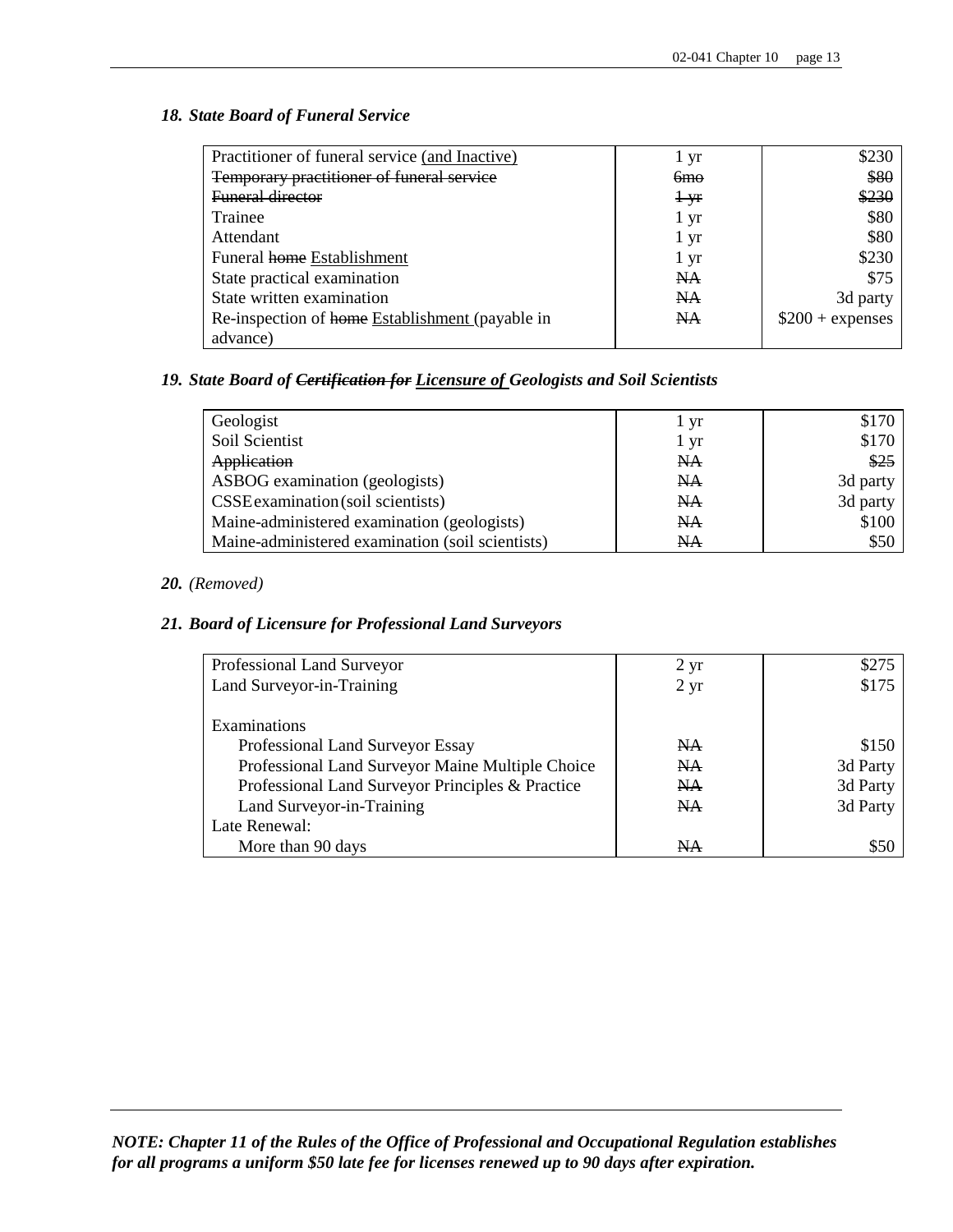### *18. State Board of Funeral Service*

| | | |
|---|---|---|
| Practitioner of funeral service <u>(and Inactive)</u> | 1 yr | $230 |
| ~~Temporary practitioner of funeral service~~ | ~~6mo~~ | ~~$80~~ |
| ~~Funeral director~~ | ~~1 yr~~ | ~~$230~~ |
| Trainee | 1 yr | $80 |
| Attendant | 1 yr | $80 |
| Funeral ~~home~~ <u>Establishment</u> | 1 yr | $230 |
| State practical examination | ~~NA~~ | $75 |
| State written examination | ~~NA~~ | 3d party |
| Re-inspection of ~~home~~ <u>Establishment</u> (payable in advance) | ~~NA~~ | $200 + expenses |

### *19. State Board of ~~Certification for~~ <u>Licensure of</u> Geologists and Soil Scientists*

| | | |
|---|---|---|
| Geologist | 1 yr | $170 |
| Soil Scientist | 1 yr | $170 |
| ~~Application~~ | ~~NA~~ | ~~$25~~ |
| ASBOG examination (geologists) | ~~NA~~ | 3d party |
| CSSE examination (soil scientists) | ~~NA~~ | 3d party |
| Maine-administered examination (geologists) | ~~NA~~ | $100 |
| Maine-administered examination (soil scientists) | ~~NA~~ | $50 |

### *20. (Removed)*

### *21. Board of Licensure for Professional Land Surveyors*

| | | |
|---|---|---|
| Professional Land Surveyor | 2 yr | $275 |
| Land Surveyor-in-Training | 2 yr | $175 |
| Examinations | | |
| Professional Land Surveyor Essay | ~~NA~~ | $150 |
| Professional Land Surveyor Maine Multiple Choice | ~~NA~~ | 3d Party |
| Professional Land Surveyor Principles & Practice | ~~NA~~ | 3d Party |
| Land Surveyor-in-Training | ~~NA~~ | 3d Party |
| Late Renewal: | | |
| More than 90 days | ~~NA~~ | $50 |

***NOTE: Chapter 11 of the Rules of the Office of Professional and Occupational Regulation establishes for all programs a uniform $50 late fee for licenses renewed up to 90 days after expiration.***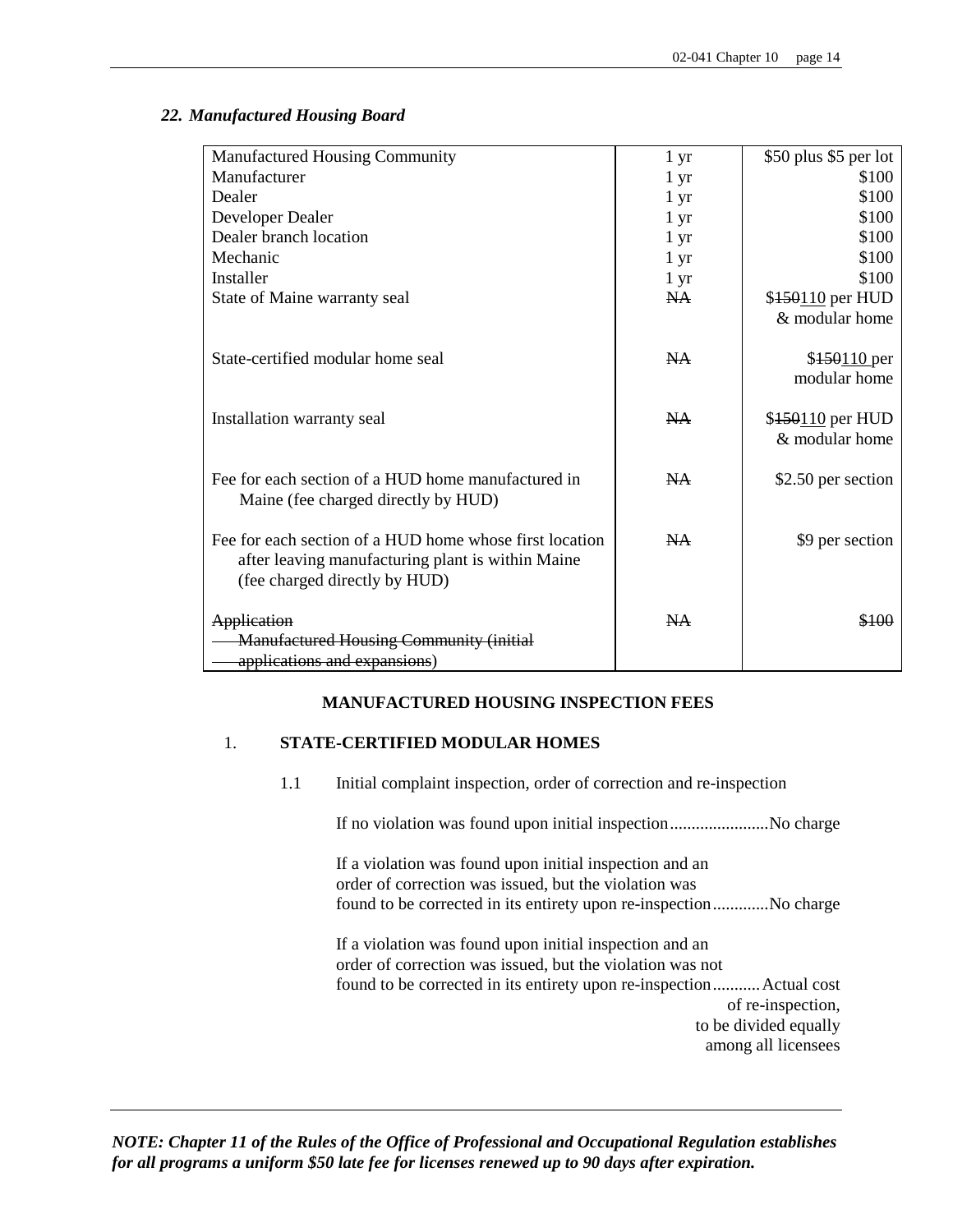### *22. Manufactured Housing Board*

| | | |
|---|---|---|
| Manufactured Housing Community | 1 yr | $50 plus $5 per lot |
| Manufacturer | 1 yr | $100 |
| Dealer | 1 yr | $100 |
| Developer Dealer | 1 yr | $100 |
| Dealer branch location | 1 yr | $100 |
| Mechanic | 1 yr | $100 |
| Installer | 1 yr | $100 |
| State of Maine warranty seal | ~~NA~~ | $~~150~~<u>110</u> per HUD & modular home |
| State-certified modular home seal | ~~NA~~ | $~~150~~<u>110</u> per modular home |
| Installation warranty seal | ~~NA~~ | $~~150~~<u>110</u> per HUD & modular home |
| Fee for each section of a HUD home manufactured in Maine (fee charged directly by HUD) | ~~NA~~ | $2.50 per section |
| Fee for each section of a HUD home whose first location after leaving manufacturing plant is within Maine (fee charged directly by HUD) | ~~NA~~ | $9 per section |
| ~~Application Manufactured Housing Community (initial applications and expansions)~~ | ~~NA~~ | ~~$100~~ |

**MANUFACTURED HOUSING INSPECTION FEES**

1. **STATE-CERTIFIED MODULAR HOMES**

   1.1 Initial complaint inspection, order of correction and re-inspection

   If no violation was found upon initial inspection....................... No charge

   If a violation was found upon initial inspection and an order of correction was issued, but the violation was found to be corrected in its entirety upon re-inspection............. No charge

   If a violation was found upon initial inspection and an order of correction was issued, but the violation was not found to be corrected in its entirety upon re-inspection........... Actual cost of re-inspection, to be divided equally among all licensees

***NOTE: Chapter 11 of the Rules of the Office of Professional and Occupational Regulation establishes for all programs a uniform $50 late fee for licenses renewed up to 90 days after expiration.***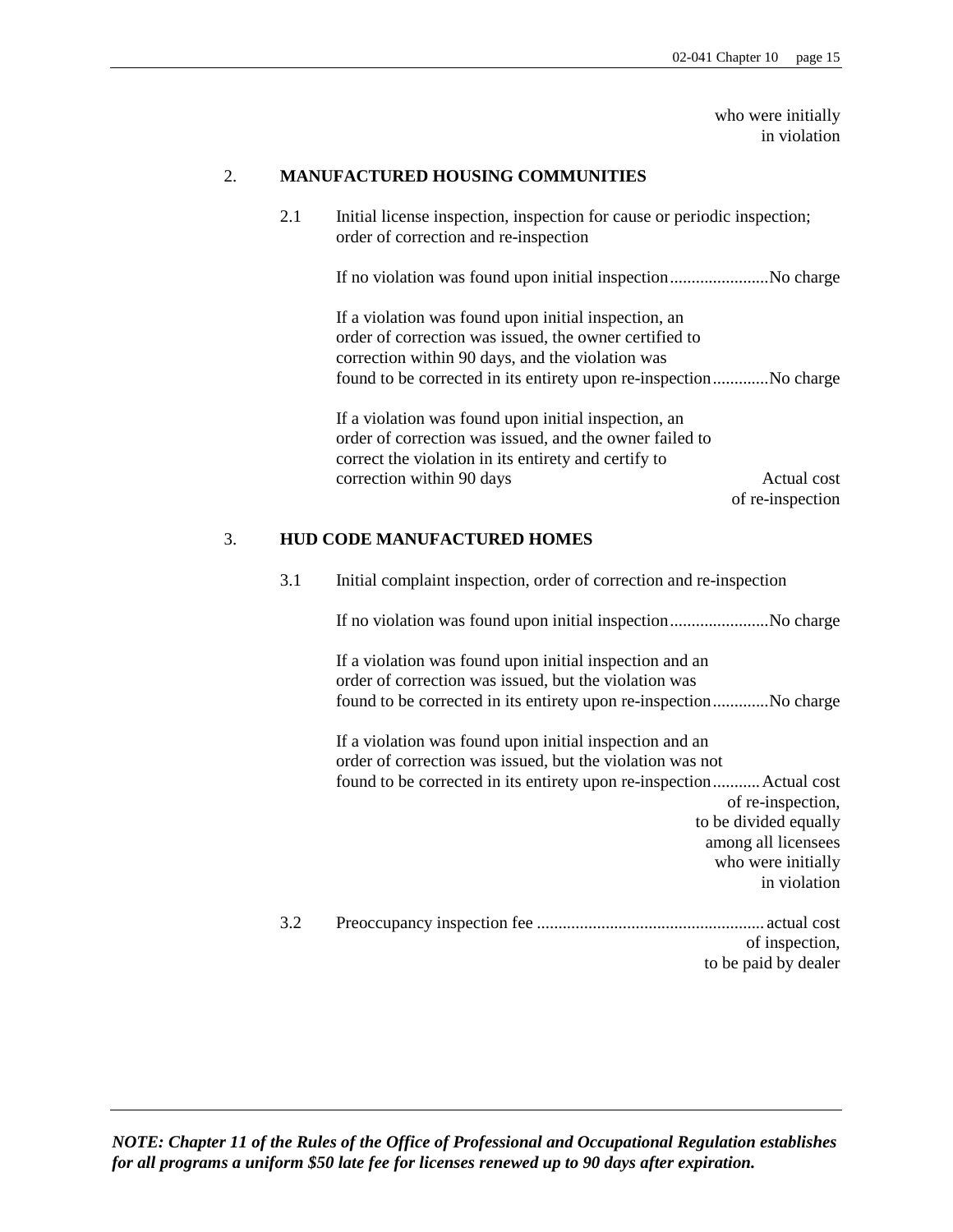who were initially in violation

2. **MANUFACTURED HOUSING COMMUNITIES**

2.1 Initial license inspection, inspection for cause or periodic inspection; order of correction and re-inspection

If no violation was found upon initial inspection.......................No charge

If a violation was found upon initial inspection, an order of correction was issued, the owner certified to correction within 90 days, and the violation was found to be corrected in its entirety upon re-inspection.............No charge

If a violation was found upon initial inspection, an order of correction was issued, and the owner failed to correct the violation in its entirety and certify to correction within 90 days Actual cost of re-inspection

3. **HUD CODE MANUFACTURED HOMES**

3.1 Initial complaint inspection, order of correction and re-inspection

If no violation was found upon initial inspection.......................No charge

If a violation was found upon initial inspection and an order of correction was issued, but the violation was found to be corrected in its entirety upon re-inspection.............No charge

If a violation was found upon initial inspection and an order of correction was issued, but the violation was not found to be corrected in its entirety upon re-inspection...........Actual cost of re-inspection, to be divided equally among all licensees who were initially in violation

3.2 Preoccupancy inspection fee ..................................................... actual cost of inspection, to be paid by dealer

***NOTE: Chapter 11 of the Rules of the Office of Professional and Occupational Regulation establishes for all programs a uniform $50 late fee for licenses renewed up to 90 days after expiration.***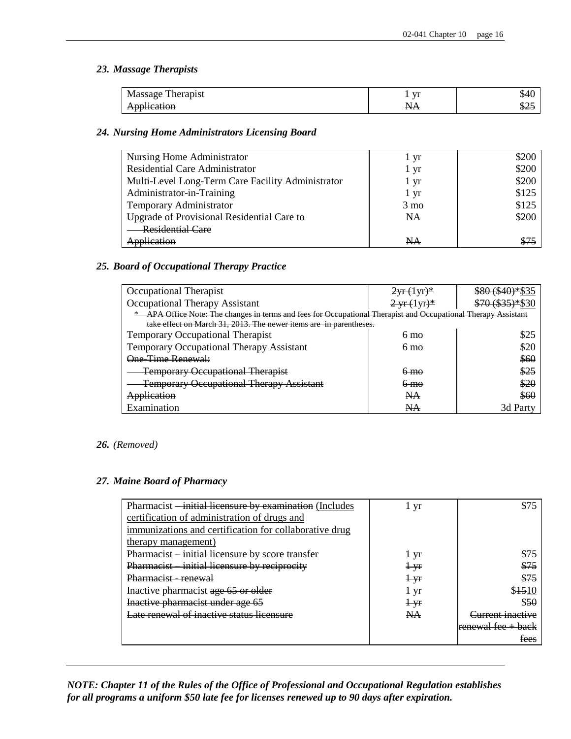### *23. Massage Therapists*

| | | |
|---|---|---|
| Massage Therapist | 1 yr | $40 |
| ~~Application~~ | ~~NA~~ | ~~$25~~ |

### *24. Nursing Home Administrators Licensing Board*

| | | |
|---|---|---|
| Nursing Home Administrator | 1 yr | $200 |
| Residential Care Administrator | 1 yr | $200 |
| Multi-Level Long-Term Care Facility Administrator | 1 yr | $200 |
| Administrator-in-Training | 1 yr | $125 |
| Temporary Administrator | 3 mo | $125 |
| ~~Upgrade of Provisional Residential Care to Residential Care~~ | ~~NA~~ | ~~$200~~ |
| ~~Application~~ | ~~NA~~ | ~~$75~~ |

### *25. Board of Occupational Therapy Practice*

| | | |
|---|---|---|
| Occupational Therapist | ~~2yr (1yr)*~~ | ~~$80 ($40)*~~ <u>$35</u> |
| Occupational Therapy Assistant | ~~2 yr (1yr)*~~ | ~~$70 ($35)*~~ <u>$30</u> |
| ~~* APA Office Note: The changes in terms and fees for Occupational Therapist and Occupational Therapy Assistant take effect on March 31, 2013. The newer items are in parentheses.~~ | | |
| Temporary Occupational Therapist | 6 mo | $25 |
| Temporary Occupational Therapy Assistant | 6 mo | $20 |
| ~~One-Time Renewal:~~ | | ~~$60~~ |
| ~~Temporary Occupational Therapist~~ | ~~6 mo~~ | ~~$25~~ |
| ~~Temporary Occupational Therapy Assistant~~ | ~~6 mo~~ | ~~$20~~ |
| ~~Application~~ | ~~NA~~ | ~~$60~~ |
| Examination | ~~NA~~ | 3d Party |

### *26. (Removed)*

### *27. Maine Board of Pharmacy*

| | | |
|---|---|---|
| Pharmacist ~~– initial licensure by examination~~ <u>(Includes certification of administration of drugs and immunizations and certification for collaborative drug therapy management)</u> | 1 yr | $75 |
| ~~Pharmacist – initial licensure by score transfer~~ | ~~1 yr~~ | ~~$75~~ |
| ~~Pharmacist – initial licensure by reciprocity~~ | ~~1 yr~~ | ~~$75~~ |
| ~~Pharmacist - renewal~~ | ~~1 yr~~ | ~~$75~~ |
| Inactive pharmacist ~~age 65 or older~~ | 1 yr | $~~15~~<u>10</u> |
| ~~Inactive pharmacist under age 65~~ | ~~1 yr~~ | ~~$50~~ |
| ~~Late renewal of inactive status licensure~~ | ~~NA~~ | ~~Current inactive renewal fee + back fees~~ |

***NOTE: Chapter 11 of the Rules of the Office of Professional and Occupational Regulation establishes for all programs a uniform $50 late fee for licenses renewed up to 90 days after expiration.***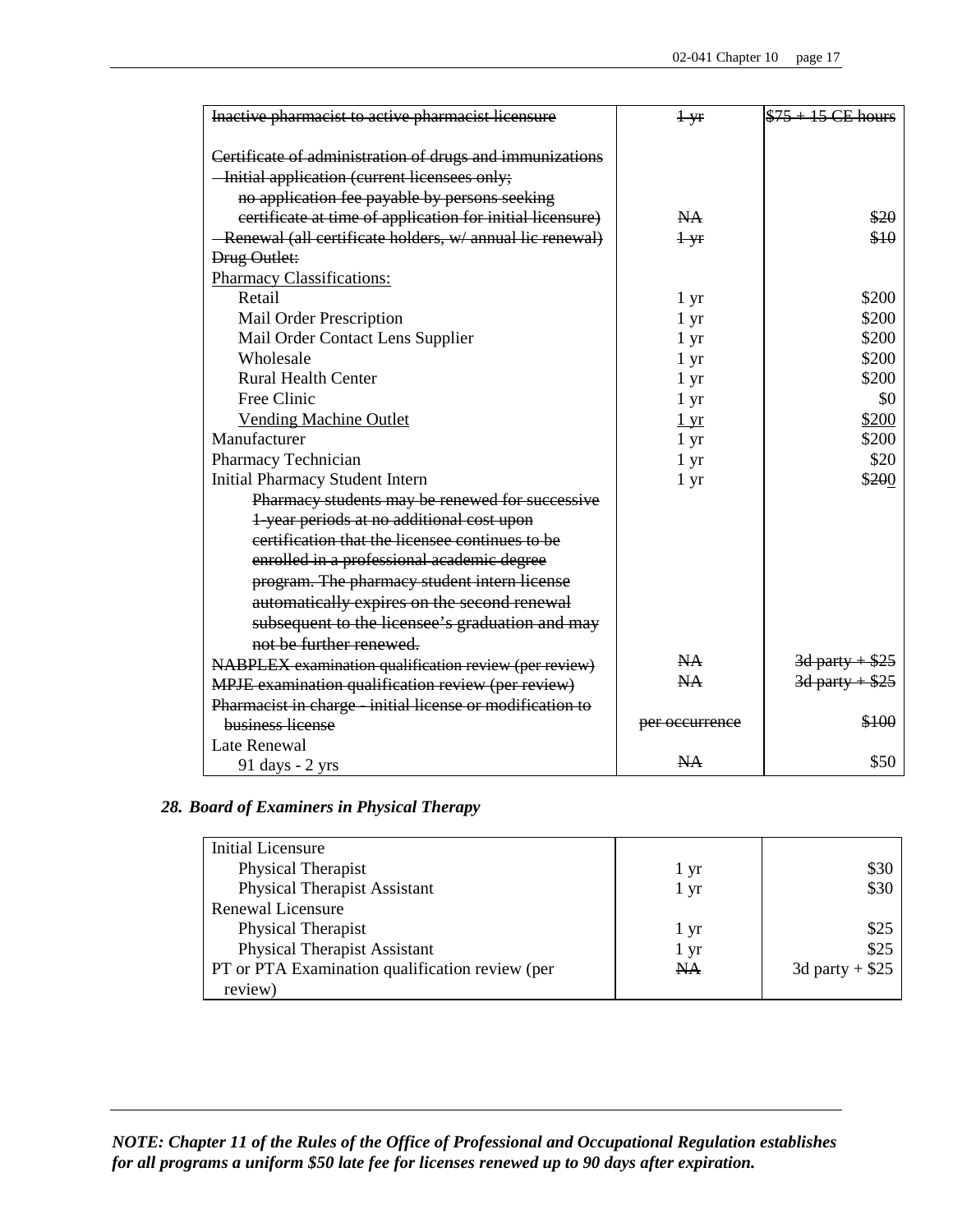| | | |
|---|---|---|
| ~~Inactive pharmacist to active pharmacist licensure~~ | ~~1 yr~~ | ~~$75 + 15 CE hours~~ |
| ~~Certificate of administration of drugs and immunizations~~ | | |
| ~~Initial application (current licensees only; no application fee payable by persons seeking certificate at time of application for initial licensure)~~ | ~~NA~~ | ~~$20~~ |
| ~~Renewal (all certificate holders, w/ annual lic renewal)~~ | ~~1 yr~~ | ~~$10~~ |
| ~~Drug Outlet:~~ | | |
| <u>Pharmacy Classifications:</u> | | |
| Retail | 1 yr | $200 |
| Mail Order Prescription | 1 yr | $200 |
| Mail Order Contact Lens Supplier | 1 yr | $200 |
| Wholesale | 1 yr | $200 |
| Rural Health Center | 1 yr | $200 |
| Free Clinic | 1 yr | $0 |
| <u>Vending Machine Outlet</u> | <u>1 yr</u> | <u>$200</u> |
| Manufacturer | 1 yr | $200 |
| Pharmacy Technician | 1 yr | $20 |
| Initial Pharmacy Student Intern | 1 yr | $2~~0~~<u>0</u> |
| ~~Pharmacy students may be renewed for successive 1-year periods at no additional cost upon certification that the licensee continues to be enrolled in a professional academic degree program. The pharmacy student intern license automatically expires on the second renewal subsequent to the licensee's graduation and may not be further renewed.~~ | | |
| ~~NABPLEX examination qualification review (per review)~~ | ~~NA~~ | ~~3d party + $25~~ |
| ~~MPJE examination qualification review (per review)~~ | ~~NA~~ | ~~3d party + $25~~ |
| ~~Pharmacist in charge - initial license or modification to business license~~ | ~~per occurrence~~ | ~~$100~~ |
| Late Renewal | | |
| 91 days - 2 yrs | ~~NA~~ | $50 |

### *28. Board of Examiners in Physical Therapy*

| | | |
|---|---|---|
| Initial Licensure | | |
| Physical Therapist | 1 yr | $30 |
| Physical Therapist Assistant | 1 yr | $30 |
| Renewal Licensure | | |
| Physical Therapist | 1 yr | $25 |
| Physical Therapist Assistant | 1 yr | $25 |
| PT or PTA Examination qualification review (per review) | ~~NA~~ | 3d party + $25 |

***NOTE: Chapter 11 of the Rules of the Office of Professional and Occupational Regulation establishes for all programs a uniform $50 late fee for licenses renewed up to 90 days after expiration.***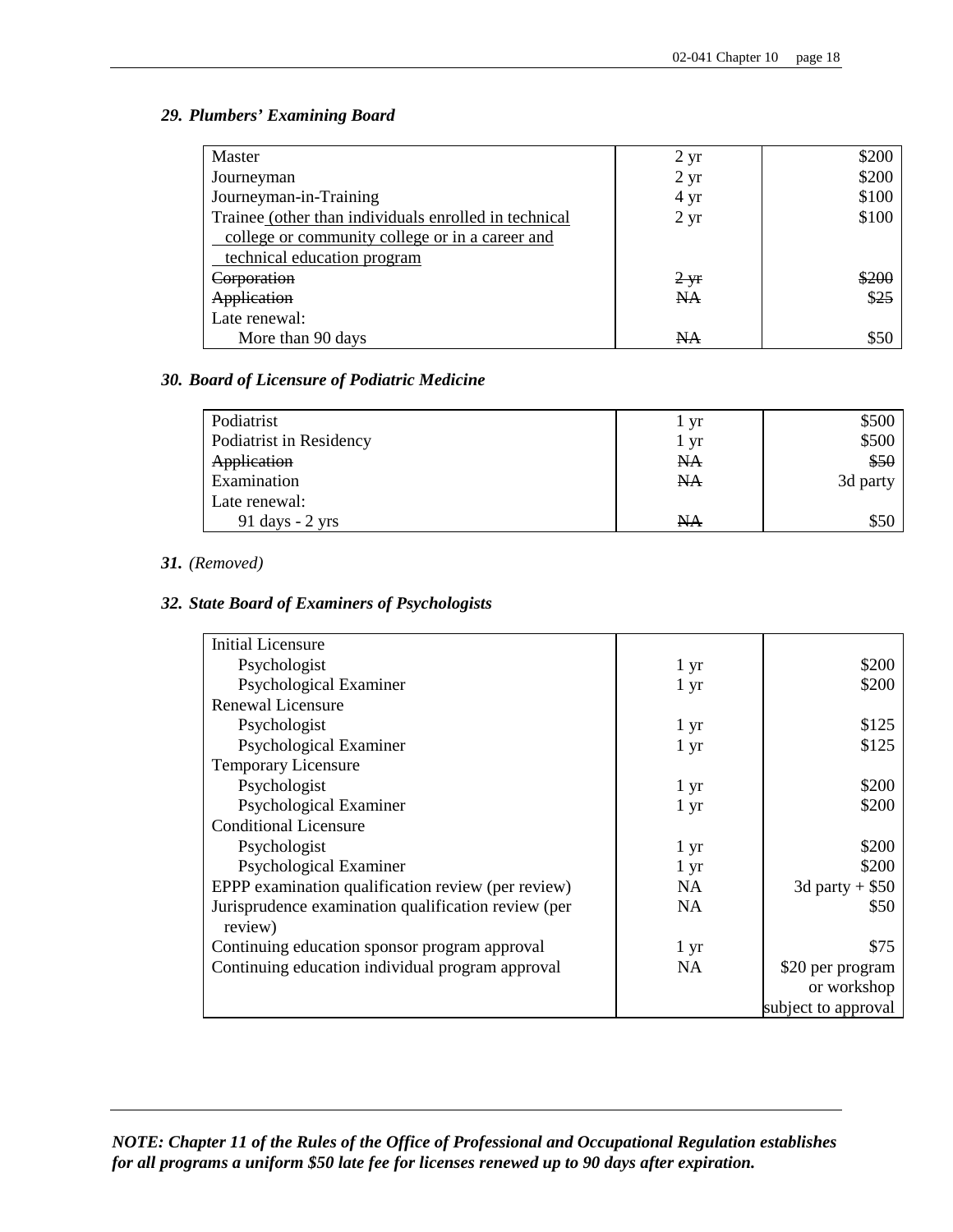### *29. Plumbers' Examining Board*

| | | |
|---|---|---|
| Master | 2 yr | $200 |
| Journeyman | 2 yr | $200 |
| Journeyman-in-Training | 4 yr | $100 |
| Trainee <u>(other than individuals enrolled in technical college or community college or in a career and technical education program</u> | 2 yr | $100 |
| ~~Corporation~~ | ~~2 yr~~ | ~~$200~~ |
| ~~Application~~ | ~~NA~~ | ~~$25~~ |
| Late renewal: | | |
| More than 90 days | ~~NA~~ | $50 |

### *30. Board of Licensure of Podiatric Medicine*

| | | |
|---|---|---|
| Podiatrist | 1 yr | $500 |
| Podiatrist in Residency | 1 yr | $500 |
| ~~Application~~ | ~~NA~~ | ~~$50~~ |
| Examination | ~~NA~~ | 3d party |
| Late renewal: | | |
| 91 days - 2 yrs | ~~NA~~ | $50 |

### *31. (Removed)*

### *32. State Board of Examiners of Psychologists*

| | | |
|---|---|---|
| Initial Licensure | | |
| Psychologist | 1 yr | $200 |
| Psychological Examiner | 1 yr | $200 |
| Renewal Licensure | | |
| Psychologist | 1 yr | $125 |
| Psychological Examiner | 1 yr | $125 |
| Temporary Licensure | | |
| Psychologist | 1 yr | $200 |
| Psychological Examiner | 1 yr | $200 |
| Conditional Licensure | | |
| Psychologist | 1 yr | $200 |
| Psychological Examiner | 1 yr | $200 |
| EPPP examination qualification review (per review) | NA | 3d party + $50 |
| Jurisprudence examination qualification review (per review) | NA | $50 |
| Continuing education sponsor program approval | 1 yr | $75 |
| Continuing education individual program approval | NA | $20 per program or workshop subject to approval |

***NOTE: Chapter 11 of the Rules of the Office of Professional and Occupational Regulation establishes for all programs a uniform $50 late fee for licenses renewed up to 90 days after expiration.***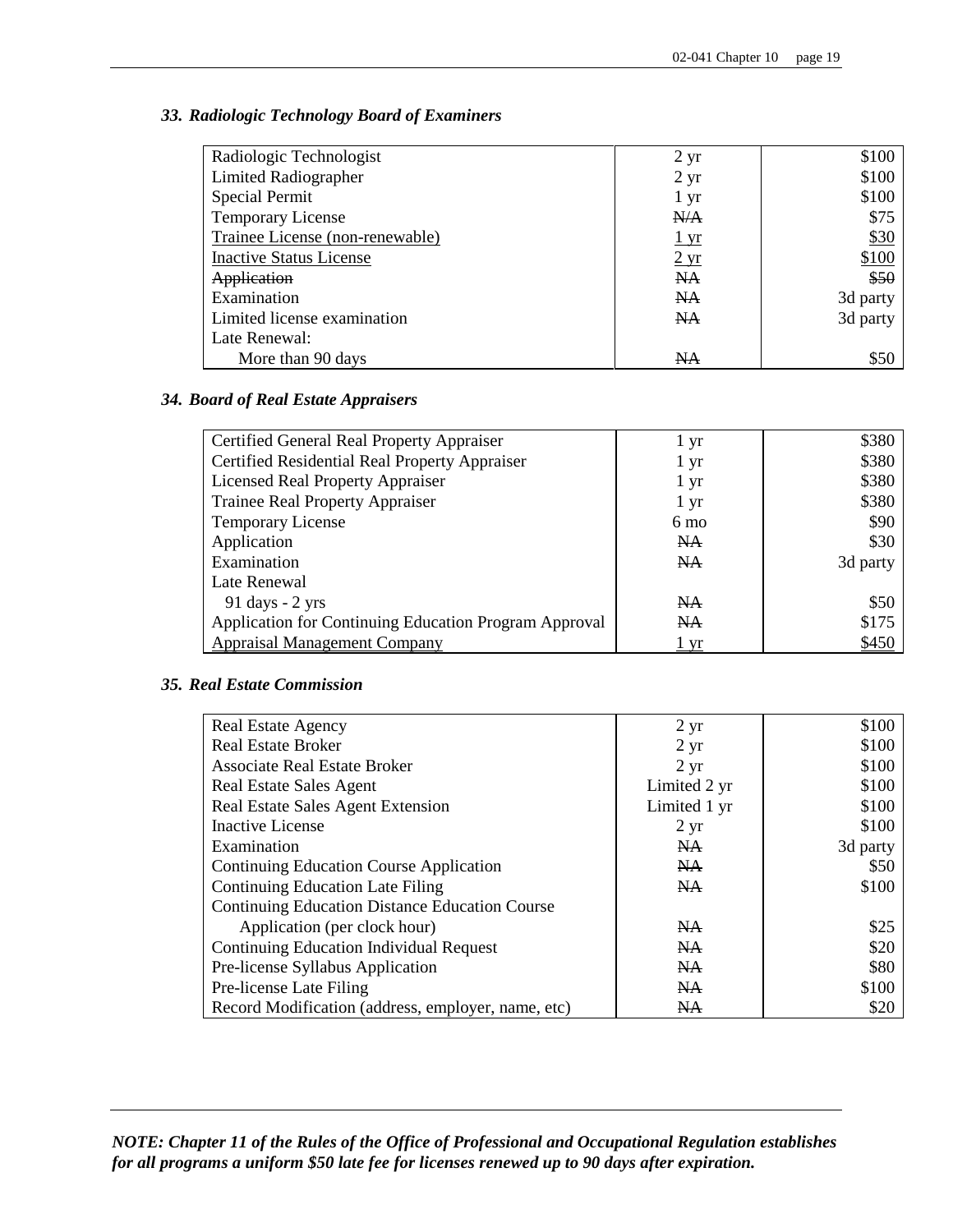### *33. Radiologic Technology Board of Examiners*

| | | |
|---|---|---|
| Radiologic Technologist | 2 yr | $100 |
| Limited Radiographer | 2 yr | $100 |
| Special Permit | 1 yr | $100 |
| Temporary License | ~~N/A~~ | $75 |
| <u>Trainee License (non-renewable)</u> | <u>1 yr</u> | <u>$30</u> |
| <u>Inactive Status License</u> | <u>2 yr</u> | <u>$100</u> |
| ~~Application~~ | ~~NA~~ | ~~$50~~ |
| Examination | ~~NA~~ | 3d party |
| Limited license examination | ~~NA~~ | 3d party |
| Late Renewal: | | |
| More than 90 days | ~~NA~~ | $50 |

### *34. Board of Real Estate Appraisers*

| | | |
|---|---|---|
| Certified General Real Property Appraiser | 1 yr | $380 |
| Certified Residential Real Property Appraiser | 1 yr | $380 |
| Licensed Real Property Appraiser | 1 yr | $380 |
| Trainee Real Property Appraiser | 1 yr | $380 |
| Temporary License | 6 mo | $90 |
| Application | ~~NA~~ | $30 |
| Examination | ~~NA~~ | 3d party |
| Late Renewal | | |
| 91 days - 2 yrs | ~~NA~~ | $50 |
| Application for Continuing Education Program Approval | ~~NA~~ | $175 |
| <u>Appraisal Management Company</u> | <u>1 yr</u> | <u>$450</u> |

### *35. Real Estate Commission*

| | | |
|---|---|---|
| Real Estate Agency | 2 yr | $100 |
| Real Estate Broker | 2 yr | $100 |
| Associate Real Estate Broker | 2 yr | $100 |
| Real Estate Sales Agent | Limited 2 yr | $100 |
| Real Estate Sales Agent Extension | Limited 1 yr | $100 |
| Inactive License | 2 yr | $100 |
| Examination | ~~NA~~ | 3d party |
| Continuing Education Course Application | ~~NA~~ | $50 |
| Continuing Education Late Filing | ~~NA~~ | $100 |
| Continuing Education Distance Education Course Application (per clock hour) | ~~NA~~ | $25 |
| Continuing Education Individual Request | ~~NA~~ | $20 |
| Pre-license Syllabus Application | ~~NA~~ | $80 |
| Pre-license Late Filing | ~~NA~~ | $100 |
| Record Modification (address, employer, name, etc) | ~~NA~~ | $20 |

***NOTE: Chapter 11 of the Rules of the Office of Professional and Occupational Regulation establishes for all programs a uniform $50 late fee for licenses renewed up to 90 days after expiration.***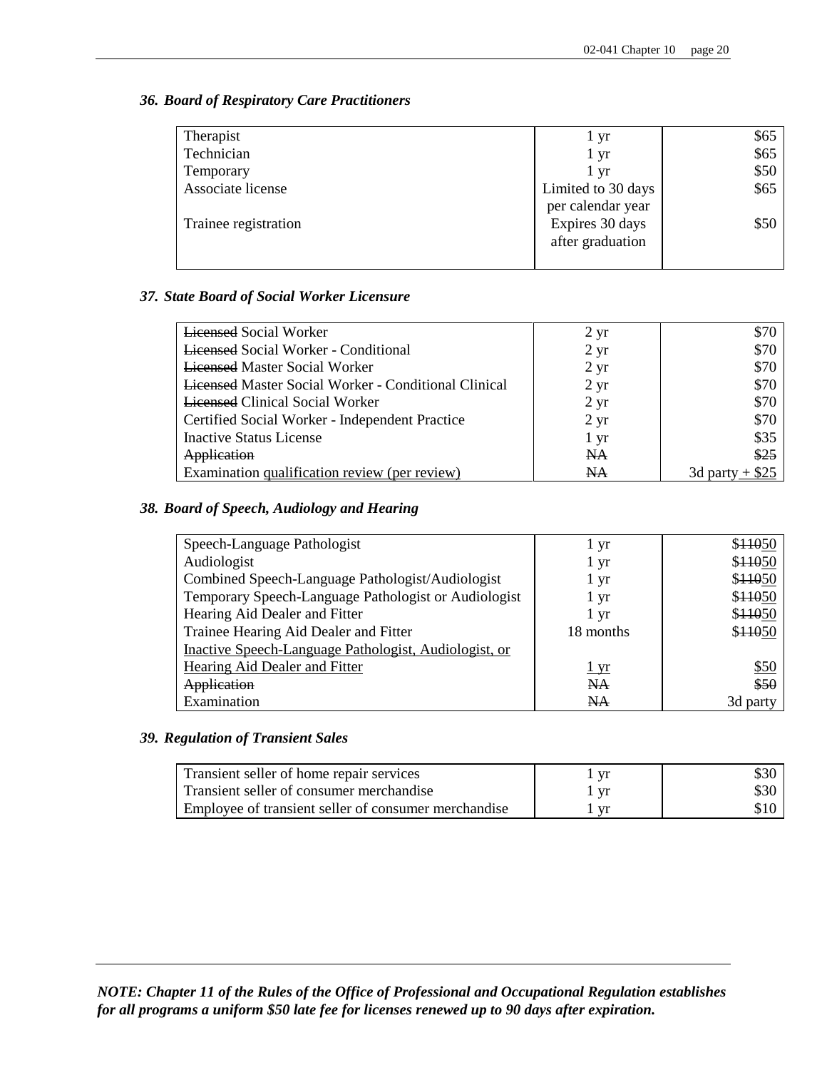### *36. Board of Respiratory Care Practitioners*

| | | |
|---|---|---|
| Therapist | 1 yr | $65 |
| Technician | 1 yr | $65 |
| Temporary | 1 yr | $50 |
| Associate license | Limited to 30 days per calendar year | $65 |
| Trainee registration | Expires 30 days after graduation | $50 |

### *37. State Board of Social Worker Licensure*

| | | |
|---|---|---|
| ~~Licensed~~ Social Worker | 2 yr | $70 |
| ~~Licensed~~ Social Worker - Conditional | 2 yr | $70 |
| ~~Licensed~~ Master Social Worker | 2 yr | $70 |
| ~~Licensed~~ Master Social Worker - Conditional Clinical | 2 yr | $70 |
| ~~Licensed~~ Clinical Social Worker | 2 yr | $70 |
| Certified Social Worker - Independent Practice | 2 yr | $70 |
| Inactive Status License | 1 yr | $35 |
| ~~Application~~ | ~~NA~~ | ~~$25~~ |
| Examination <u>qualification review (per review)</u> | ~~NA~~ | 3d party <u>+ $25</u> |

### *38. Board of Speech, Audiology and Hearing*

| | | |
|---|---|---|
| Speech-Language Pathologist | 1 yr | $~~110~~<u>50</u> |
| Audiologist | 1 yr | $~~110~~<u>50</u> |
| Combined Speech-Language Pathologist/Audiologist | 1 yr | $~~110~~<u>50</u> |
| Temporary Speech-Language Pathologist or Audiologist | 1 yr | $~~110~~<u>50</u> |
| Hearing Aid Dealer and Fitter | 1 yr | $~~110~~<u>50</u> |
| Trainee Hearing Aid Dealer and Fitter | 18 months | $~~110~~<u>50</u> |
| <u>Inactive Speech-Language Pathologist, Audiologist, or Hearing Aid Dealer and Fitter</u> | <u>1 yr</u> | <u>$50</u> |
| ~~Application~~ | ~~NA~~ | ~~$50~~ |
| Examination | ~~NA~~ | 3d party |

### *39. Regulation of Transient Sales*

| | | |
|---|---|---|
| Transient seller of home repair services | 1 yr | $30 |
| Transient seller of consumer merchandise | 1 yr | $30 |
| Employee of transient seller of consumer merchandise | 1 yr | $10 |

***NOTE: Chapter 11 of the Rules of the Office of Professional and Occupational Regulation establishes for all programs a uniform $50 late fee for licenses renewed up to 90 days after expiration.***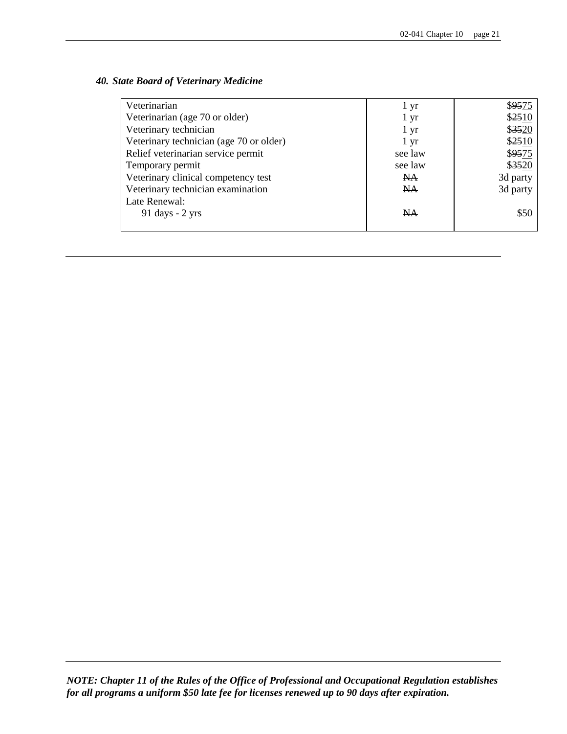### *40. State Board of Veterinary Medicine*

| | | |
|---|---|---|
| Veterinarian | 1 yr | \$~~95~~75 |
| Veterinarian (age 70 or older) | 1 yr | \$~~25~~10 |
| Veterinary technician | 1 yr | \$~~35~~20 |
| Veterinary technician (age 70 or older) | 1 yr | \$~~25~~10 |
| Relief veterinarian service permit | see law | \$~~95~~75 |
| Temporary permit | see law | \$~~35~~20 |
| Veterinary clinical competency test | ~~NA~~ | 3d party |
| Veterinary technician examination | ~~NA~~ | 3d party |
| Late Renewal: | | |
| 91 days - 2 yrs | ~~NA~~ | \$50 |

***NOTE: Chapter 11 of the Rules of the Office of Professional and Occupational Regulation establishes for all programs a uniform \$50 late fee for licenses renewed up to 90 days after expiration.***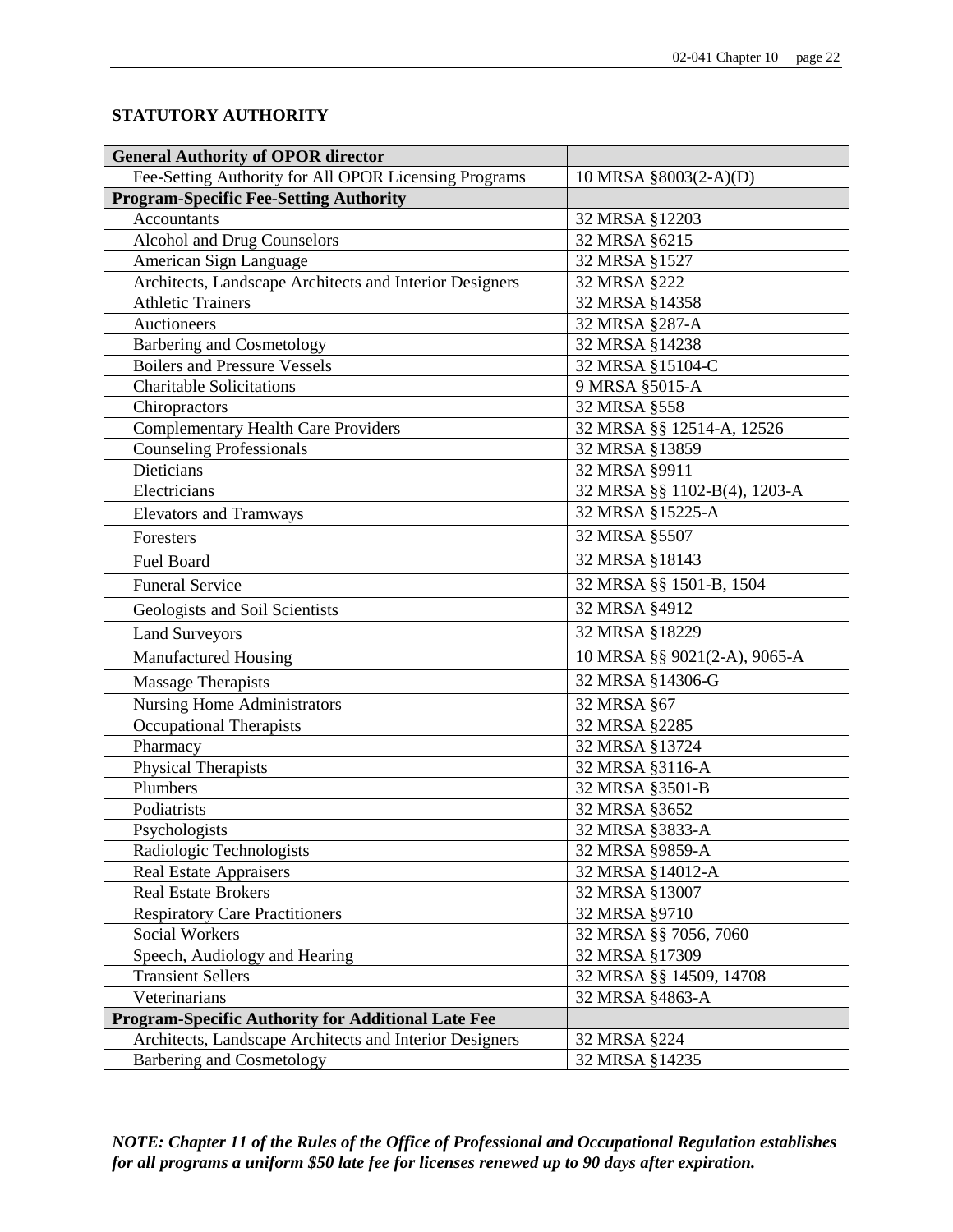**STATUTORY AUTHORITY**

| **General Authority of OPOR director** | |
|---|---|
| Fee-Setting Authority for All OPOR Licensing Programs | 10 MRSA §8003(2-A)(D) |
| **Program-Specific Fee-Setting Authority** | |
| Accountants | 32 MRSA §12203 |
| Alcohol and Drug Counselors | 32 MRSA §6215 |
| American Sign Language | 32 MRSA §1527 |
| Architects, Landscape Architects and Interior Designers | 32 MRSA §222 |
| Athletic Trainers | 32 MRSA §14358 |
| Auctioneers | 32 MRSA §287-A |
| Barbering and Cosmetology | 32 MRSA §14238 |
| Boilers and Pressure Vessels | 32 MRSA §15104-C |
| Charitable Solicitations | 9 MRSA §5015-A |
| Chiropractors | 32 MRSA §558 |
| Complementary Health Care Providers | 32 MRSA §§ 12514-A, 12526 |
| Counseling Professionals | 32 MRSA §13859 |
| Dieticians | 32 MRSA §9911 |
| Electricians | 32 MRSA §§ 1102-B(4), 1203-A |
| Elevators and Tramways | 32 MRSA §15225-A |
| Foresters | 32 MRSA §5507 |
| Fuel Board | 32 MRSA §18143 |
| Funeral Service | 32 MRSA §§ 1501-B, 1504 |
| Geologists and Soil Scientists | 32 MRSA §4912 |
| Land Surveyors | 32 MRSA §18229 |
| Manufactured Housing | 10 MRSA §§ 9021(2-A), 9065-A |
| Massage Therapists | 32 MRSA §14306-G |
| Nursing Home Administrators | 32 MRSA §67 |
| Occupational Therapists | 32 MRSA §2285 |
| Pharmacy | 32 MRSA §13724 |
| Physical Therapists | 32 MRSA §3116-A |
| Plumbers | 32 MRSA §3501-B |
| Podiatrists | 32 MRSA §3652 |
| Psychologists | 32 MRSA §3833-A |
| Radiologic Technologists | 32 MRSA §9859-A |
| Real Estate Appraisers | 32 MRSA §14012-A |
| Real Estate Brokers | 32 MRSA §13007 |
| Respiratory Care Practitioners | 32 MRSA §9710 |
| Social Workers | 32 MRSA §§ 7056, 7060 |
| Speech, Audiology and Hearing | 32 MRSA §17309 |
| Transient Sellers | 32 MRSA §§ 14509, 14708 |
| Veterinarians | 32 MRSA §4863-A |
| **Program-Specific Authority for Additional Late Fee** | |
| Architects, Landscape Architects and Interior Designers | 32 MRSA §224 |
| Barbering and Cosmetology | 32 MRSA §14235 |

***NOTE: Chapter 11 of the Rules of the Office of Professional and Occupational Regulation establishes for all programs a uniform $50 late fee for licenses renewed up to 90 days after expiration.***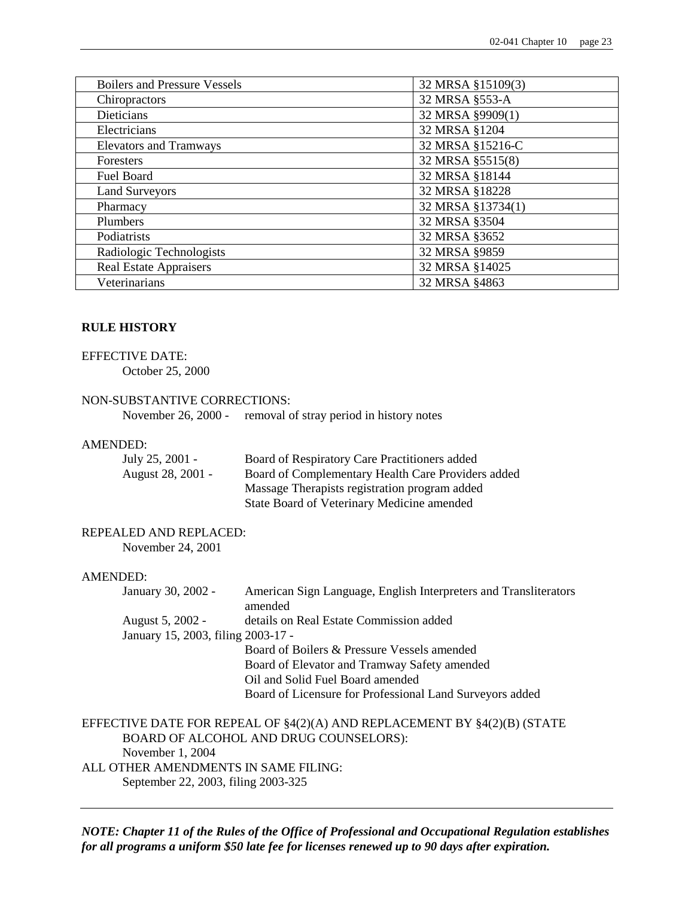| Boilers and Pressure Vessels | 32 MRSA §15109(3) |
|---|---|
| Chiropractors | 32 MRSA §553-A |
| Dieticians | 32 MRSA §9909(1) |
| Electricians | 32 MRSA §1204 |
| Elevators and Tramways | 32 MRSA §15216-C |
| Foresters | 32 MRSA §5515(8) |
| Fuel Board | 32 MRSA §18144 |
| Land Surveyors | 32 MRSA §18228 |
| Pharmacy | 32 MRSA §13734(1) |
| Plumbers | 32 MRSA §3504 |
| Podiatrists | 32 MRSA §3652 |
| Radiologic Technologists | 32 MRSA §9859 |
| Real Estate Appraisers | 32 MRSA §14025 |
| Veterinarians | 32 MRSA §4863 |

**RULE HISTORY**

EFFECTIVE DATE:
October 25, 2000

NON-SUBSTANTIVE CORRECTIONS:
November 26, 2000 - removal of stray period in history notes

AMENDED:
July 25, 2001 - Board of Respiratory Care Practitioners added
August 28, 2001 - Board of Complementary Health Care Providers added
Massage Therapists registration program added
State Board of Veterinary Medicine amended

REPEALED AND REPLACED:
November 24, 2001

AMENDED:
January 30, 2002 - American Sign Language, English Interpreters and Transliterators amended
August 5, 2002 - details on Real Estate Commission added
January 15, 2003, filing 2003-17 -
Board of Boilers & Pressure Vessels amended
Board of Elevator and Tramway Safety amended
Oil and Solid Fuel Board amended
Board of Licensure for Professional Land Surveyors added

EFFECTIVE DATE FOR REPEAL OF §4(2)(A) AND REPLACEMENT BY §4(2)(B) (STATE BOARD OF ALCOHOL AND DRUG COUNSELORS):
November 1, 2004

ALL OTHER AMENDMENTS IN SAME FILING:
September 22, 2003, filing 2003-325

---

***NOTE: Chapter 11 of the Rules of the Office of Professional and Occupational Regulation establishes for all programs a uniform $50 late fee for licenses renewed up to 90 days after expiration.***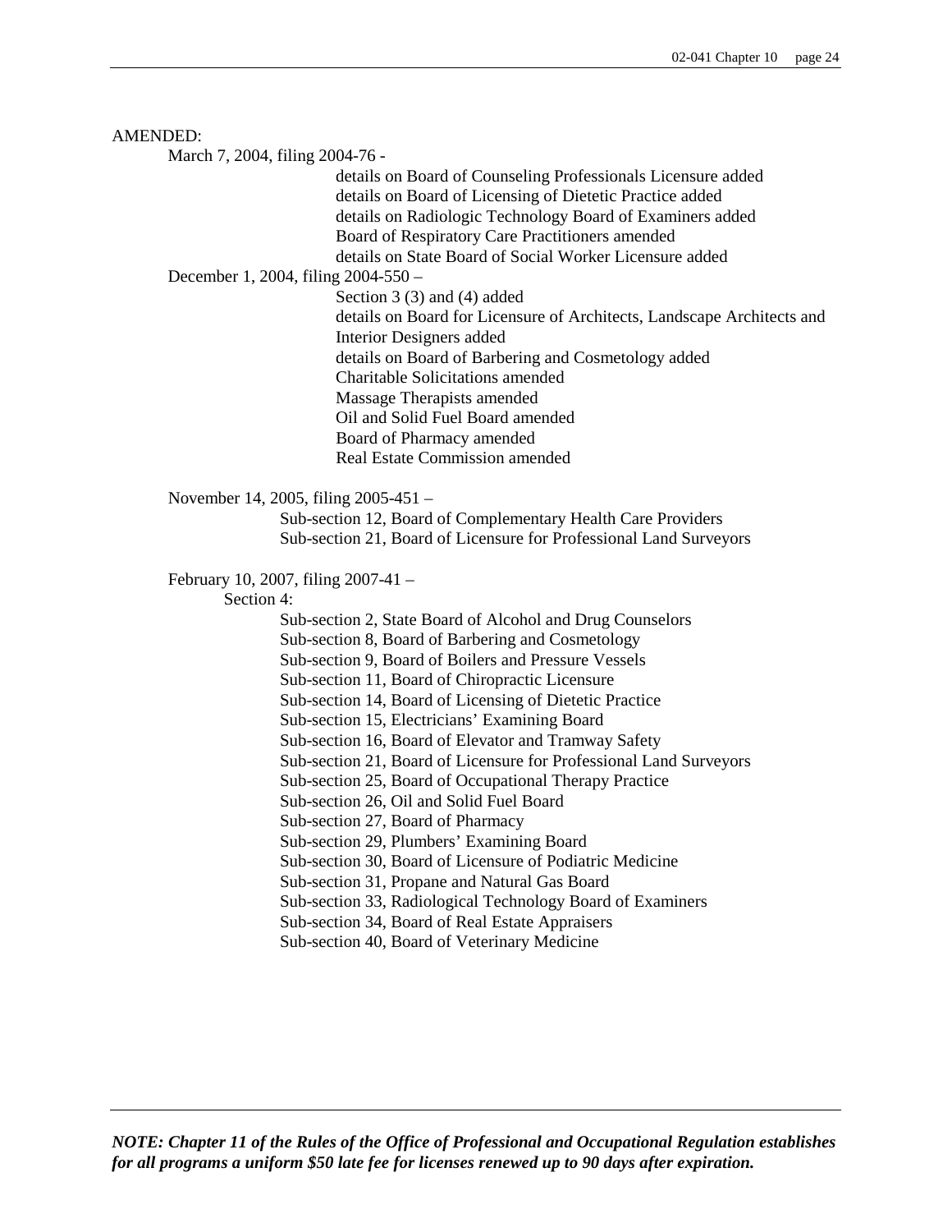AMENDED:

March 7, 2004, filing 2004-76 -

- details on Board of Counseling Professionals Licensure added
- details on Board of Licensing of Dietetic Practice added
- details on Radiologic Technology Board of Examiners added
- Board of Respiratory Care Practitioners amended
- details on State Board of Social Worker Licensure added

December 1, 2004, filing 2004-550 –

- Section 3 (3) and (4) added
- details on Board for Licensure of Architects, Landscape Architects and Interior Designers added
- details on Board of Barbering and Cosmetology added
- Charitable Solicitations amended
- Massage Therapists amended
- Oil and Solid Fuel Board amended
- Board of Pharmacy amended
- Real Estate Commission amended

November 14, 2005, filing 2005-451 –

- Sub-section 12, Board of Complementary Health Care Providers
- Sub-section 21, Board of Licensure for Professional Land Surveyors

February 10, 2007, filing 2007-41 –

Section 4:

- Sub-section 2, State Board of Alcohol and Drug Counselors
- Sub-section 8, Board of Barbering and Cosmetology
- Sub-section 9, Board of Boilers and Pressure Vessels
- Sub-section 11, Board of Chiropractic Licensure
- Sub-section 14, Board of Licensing of Dietetic Practice
- Sub-section 15, Electricians' Examining Board
- Sub-section 16, Board of Elevator and Tramway Safety
- Sub-section 21, Board of Licensure for Professional Land Surveyors
- Sub-section 25, Board of Occupational Therapy Practice
- Sub-section 26, Oil and Solid Fuel Board
- Sub-section 27, Board of Pharmacy
- Sub-section 29, Plumbers' Examining Board
- Sub-section 30, Board of Licensure of Podiatric Medicine
- Sub-section 31, Propane and Natural Gas Board
- Sub-section 33, Radiological Technology Board of Examiners
- Sub-section 34, Board of Real Estate Appraisers
- Sub-section 40, Board of Veterinary Medicine

***NOTE: Chapter 11 of the Rules of the Office of Professional and Occupational Regulation establishes for all programs a uniform $50 late fee for licenses renewed up to 90 days after expiration.***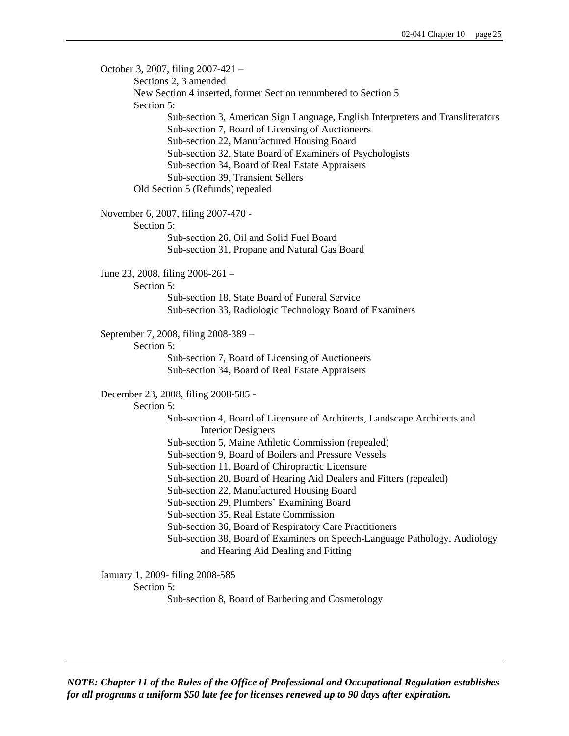October 3, 2007, filing 2007-421 –

- Sections 2, 3 amended
- New Section 4 inserted, former Section renumbered to Section 5
- Section 5:
  - Sub-section 3, American Sign Language, English Interpreters and Transliterators
  - Sub-section 7, Board of Licensing of Auctioneers
  - Sub-section 22, Manufactured Housing Board
  - Sub-section 32, State Board of Examiners of Psychologists
  - Sub-section 34, Board of Real Estate Appraisers
  - Sub-section 39, Transient Sellers
- Old Section 5 (Refunds) repealed

November 6, 2007, filing 2007-470 -

- Section 5:
  - Sub-section 26, Oil and Solid Fuel Board
  - Sub-section 31, Propane and Natural Gas Board

June 23, 2008, filing 2008-261 –

- Section 5:
  - Sub-section 18, State Board of Funeral Service
  - Sub-section 33, Radiologic Technology Board of Examiners

September 7, 2008, filing 2008-389 –

- Section 5:
  - Sub-section 7, Board of Licensing of Auctioneers
  - Sub-section 34, Board of Real Estate Appraisers

December 23, 2008, filing 2008-585 -

- Section 5:
  - Sub-section 4, Board of Licensure of Architects, Landscape Architects and Interior Designers
  - Sub-section 5, Maine Athletic Commission (repealed)
  - Sub-section 9, Board of Boilers and Pressure Vessels
  - Sub-section 11, Board of Chiropractic Licensure
  - Sub-section 20, Board of Hearing Aid Dealers and Fitters (repealed)
  - Sub-section 22, Manufactured Housing Board
  - Sub-section 29, Plumbers' Examining Board
  - Sub-section 35, Real Estate Commission
  - Sub-section 36, Board of Respiratory Care Practitioners
  - Sub-section 38, Board of Examiners on Speech-Language Pathology, Audiology and Hearing Aid Dealing and Fitting

January 1, 2009- filing 2008-585

- Section 5:
  - Sub-section 8, Board of Barbering and Cosmetology

---

***NOTE: Chapter 11 of the Rules of the Office of Professional and Occupational Regulation establishes for all programs a uniform $50 late fee for licenses renewed up to 90 days after expiration.***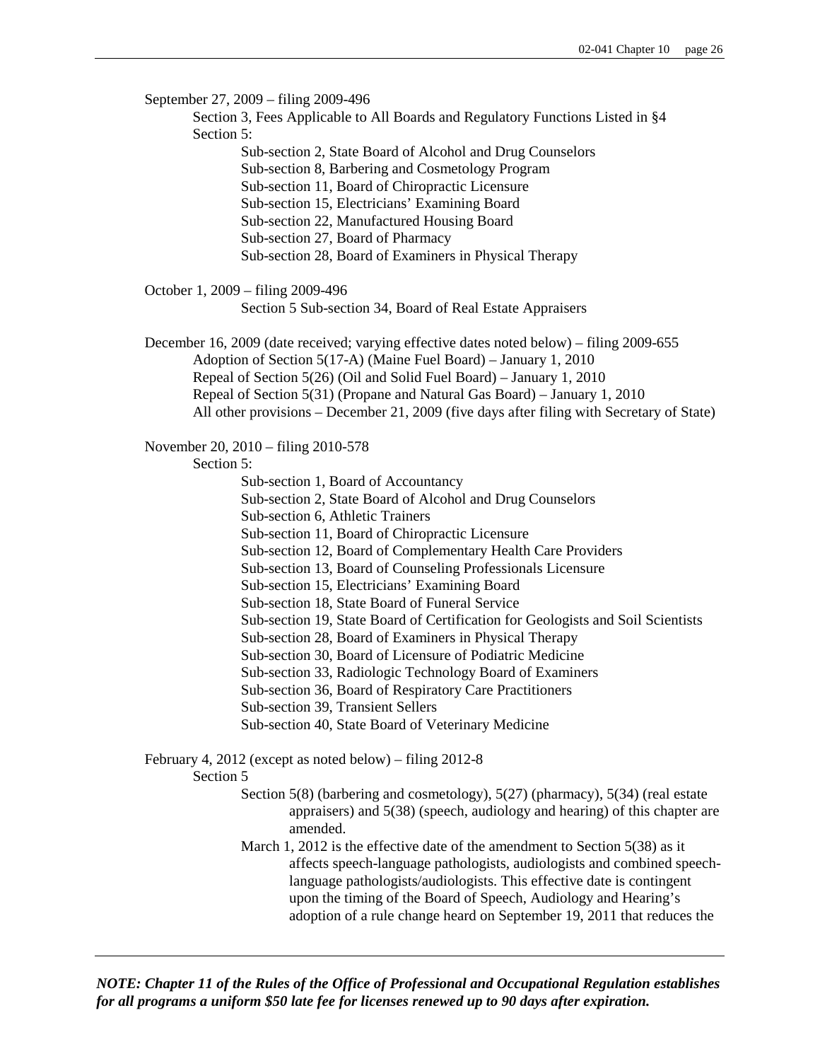September 27, 2009 – filing 2009-496

Section 3, Fees Applicable to All Boards and Regulatory Functions Listed in §4

Section 5:

- Sub-section 2, State Board of Alcohol and Drug Counselors
- Sub-section 8, Barbering and Cosmetology Program
- Sub-section 11, Board of Chiropractic Licensure
- Sub-section 15, Electricians' Examining Board
- Sub-section 22, Manufactured Housing Board
- Sub-section 27, Board of Pharmacy
- Sub-section 28, Board of Examiners in Physical Therapy

October 1, 2009 – filing 2009-496

- Section 5 Sub-section 34, Board of Real Estate Appraisers

December 16, 2009 (date received; varying effective dates noted below) – filing 2009-655

Adoption of Section 5(17-A) (Maine Fuel Board) – January 1, 2010

Repeal of Section 5(26) (Oil and Solid Fuel Board) – January 1, 2010

Repeal of Section 5(31) (Propane and Natural Gas Board) – January 1, 2010

All other provisions – December 21, 2009 (five days after filing with Secretary of State)

November 20, 2010 – filing 2010-578

Section 5:

- Sub-section 1, Board of Accountancy
- Sub-section 2, State Board of Alcohol and Drug Counselors
- Sub-section 6, Athletic Trainers
- Sub-section 11, Board of Chiropractic Licensure
- Sub-section 12, Board of Complementary Health Care Providers
- Sub-section 13, Board of Counseling Professionals Licensure
- Sub-section 15, Electricians' Examining Board
- Sub-section 18, State Board of Funeral Service
- Sub-section 19, State Board of Certification for Geologists and Soil Scientists
- Sub-section 28, Board of Examiners in Physical Therapy
- Sub-section 30, Board of Licensure of Podiatric Medicine
- Sub-section 33, Radiologic Technology Board of Examiners
- Sub-section 36, Board of Respiratory Care Practitioners
- Sub-section 39, Transient Sellers
- Sub-section 40, State Board of Veterinary Medicine

February 4, 2012 (except as noted below) – filing 2012-8

Section 5

- Section 5(8) (barbering and cosmetology), 5(27) (pharmacy), 5(34) (real estate appraisers) and 5(38) (speech, audiology and hearing) of this chapter are amended.
- March 1, 2012 is the effective date of the amendment to Section 5(38) as it affects speech-language pathologists, audiologists and combined speech-language pathologists/audiologists. This effective date is contingent upon the timing of the Board of Speech, Audiology and Hearing's adoption of a rule change heard on September 19, 2011 that reduces the

***NOTE: Chapter 11 of the Rules of the Office of Professional and Occupational Regulation establishes for all programs a uniform $50 late fee for licenses renewed up to 90 days after expiration.***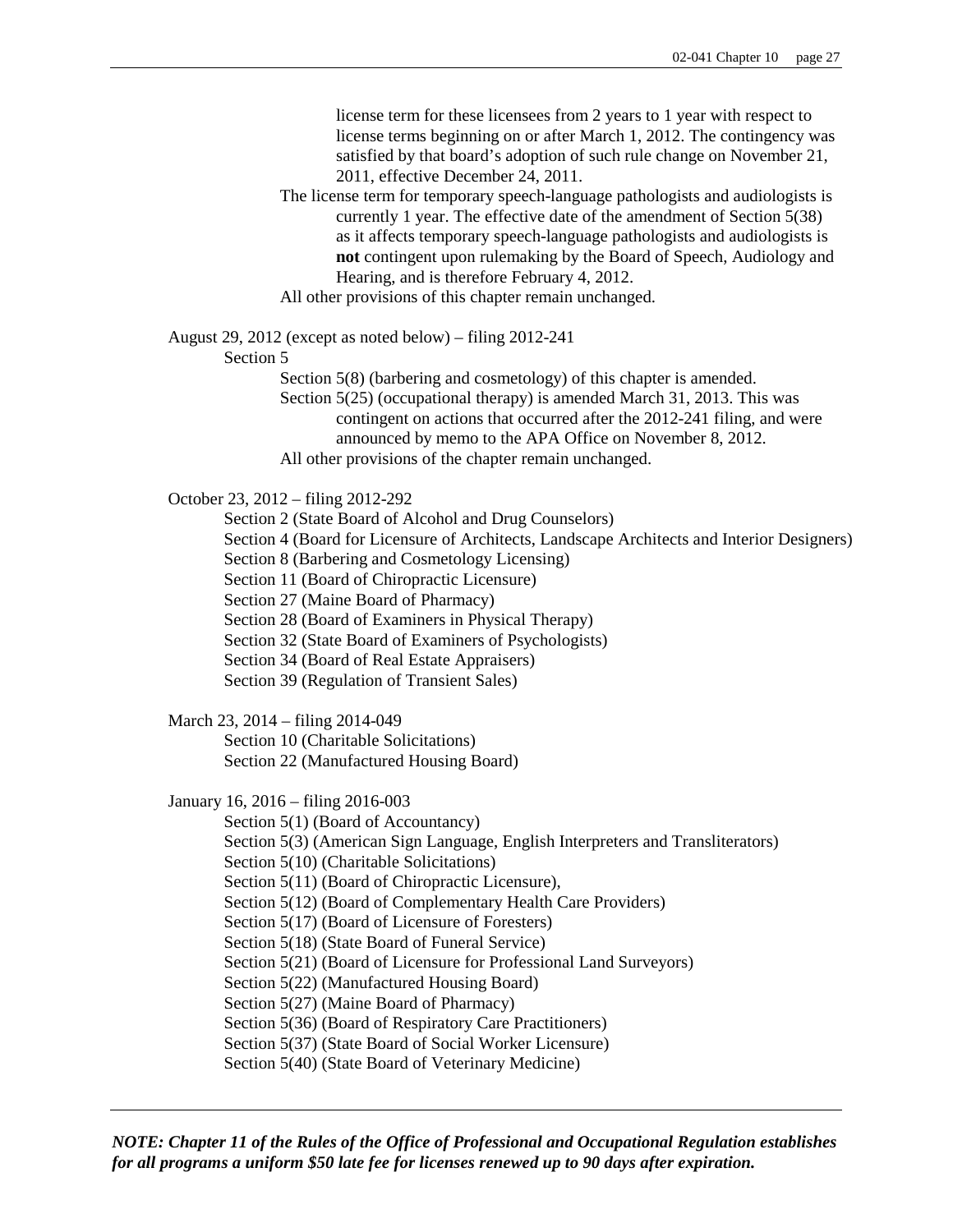license term for these licensees from 2 years to 1 year with respect to license terms beginning on or after March 1, 2012. The contingency was satisfied by that board's adoption of such rule change on November 21, 2011, effective December 24, 2011.

The license term for temporary speech-language pathologists and audiologists is currently 1 year. The effective date of the amendment of Section 5(38) as it affects temporary speech-language pathologists and audiologists is **not** contingent upon rulemaking by the Board of Speech, Audiology and Hearing, and is therefore February 4, 2012.

All other provisions of this chapter remain unchanged.

August 29, 2012 (except as noted below) – filing 2012-241

Section 5

Section 5(8) (barbering and cosmetology) of this chapter is amended.

Section 5(25) (occupational therapy) is amended March 31, 2013. This was contingent on actions that occurred after the 2012-241 filing, and were announced by memo to the APA Office on November 8, 2012.

All other provisions of the chapter remain unchanged.

October 23, 2012 – filing 2012-292

Section 2 (State Board of Alcohol and Drug Counselors)
Section 4 (Board for Licensure of Architects, Landscape Architects and Interior Designers)
Section 8 (Barbering and Cosmetology Licensing)
Section 11 (Board of Chiropractic Licensure)
Section 27 (Maine Board of Pharmacy)
Section 28 (Board of Examiners in Physical Therapy)
Section 32 (State Board of Examiners of Psychologists)
Section 34 (Board of Real Estate Appraisers)
Section 39 (Regulation of Transient Sales)

March 23, 2014 – filing 2014-049

Section 10 (Charitable Solicitations)
Section 22 (Manufactured Housing Board)

January 16, 2016 – filing 2016-003

Section 5(1) (Board of Accountancy)
Section 5(3) (American Sign Language, English Interpreters and Transliterators)
Section 5(10) (Charitable Solicitations)
Section 5(11) (Board of Chiropractic Licensure),
Section 5(12) (Board of Complementary Health Care Providers)
Section 5(17) (Board of Licensure of Foresters)
Section 5(18) (State Board of Funeral Service)
Section 5(21) (Board of Licensure for Professional Land Surveyors)
Section 5(22) (Manufactured Housing Board)
Section 5(27) (Maine Board of Pharmacy)
Section 5(36) (Board of Respiratory Care Practitioners)
Section 5(37) (State Board of Social Worker Licensure)
Section 5(40) (State Board of Veterinary Medicine)

---

***NOTE: Chapter 11 of the Rules of the Office of Professional and Occupational Regulation establishes for all programs a uniform $50 late fee for licenses renewed up to 90 days after expiration.***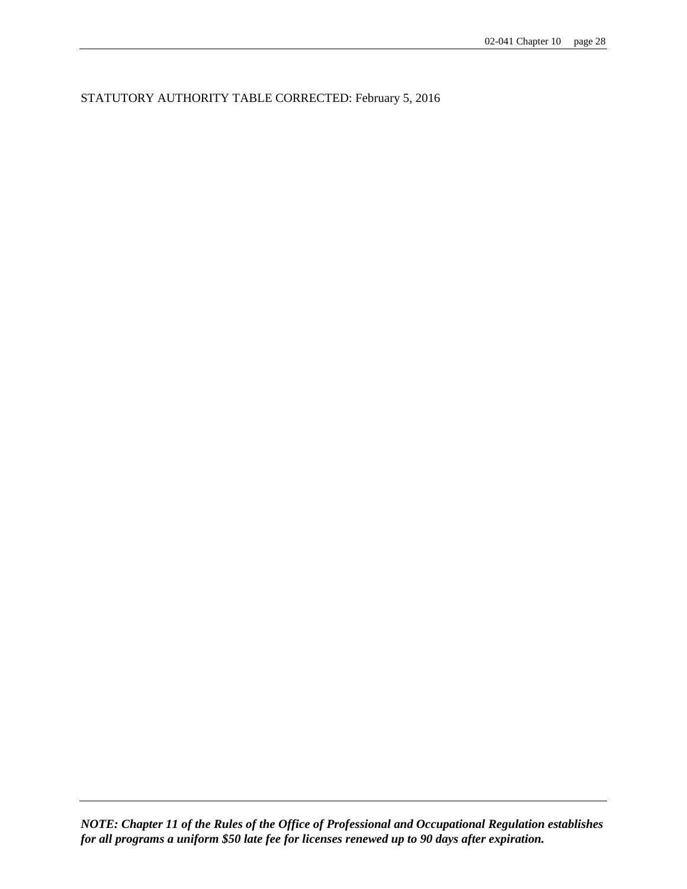STATUTORY AUTHORITY TABLE CORRECTED: February 5, 2016

***NOTE: Chapter 11 of the Rules of the Office of Professional and Occupational Regulation establishes for all programs a uniform $50 late fee for licenses renewed up to 90 days after expiration.***